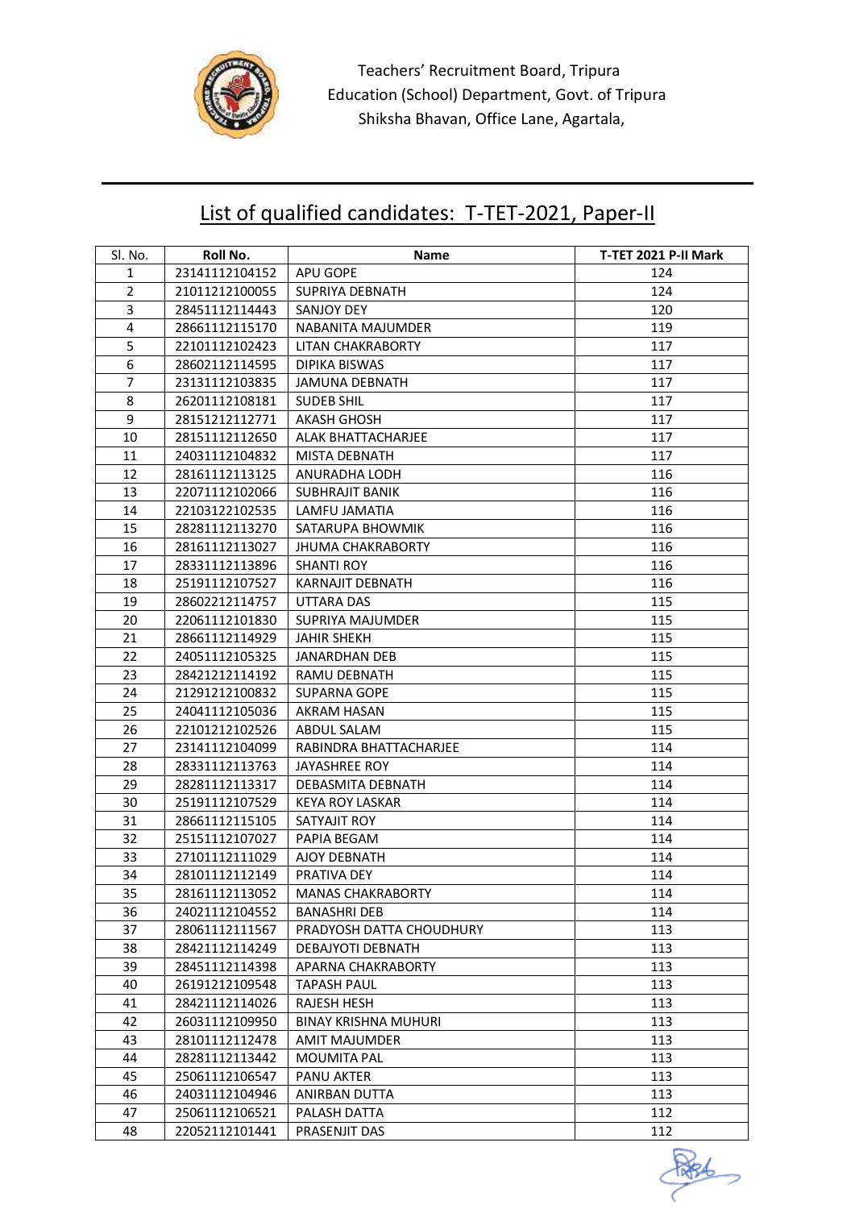Teachers' Recruitment Board, Tripura
Education (School) Department, Govt. of Tripura
Shiksha Bhavan, Office Lane, Agartala,

## List of qualified candidates: T-TET-2021, Paper-II

| Sl. No. | Roll No. | Name | T-TET 2021 P-II Mark |
|---|---|---|---|
| 1 | 23141112104152 | APU GOPE | 124 |
| 2 | 21011212100055 | SUPRIYA DEBNATH | 124 |
| 3 | 28451112114443 | SANJOY DEY | 120 |
| 4 | 28661112115170 | NABANITA MAJUMDER | 119 |
| 5 | 22101112102423 | LITAN CHAKRABORTY | 117 |
| 6 | 28602112114595 | DIPIKA BISWAS | 117 |
| 7 | 23131112103835 | JAMUNA DEBNATH | 117 |
| 8 | 26201112108181 | SUDEB SHIL | 117 |
| 9 | 28151212112771 | AKASH GHOSH | 117 |
| 10 | 28151112112650 | ALAK BHATTACHARJEE | 117 |
| 11 | 24031112104832 | MISTA DEBNATH | 117 |
| 12 | 28161112113125 | ANURADHA LODH | 116 |
| 13 | 22071112102066 | SUBHRAJIT BANIK | 116 |
| 14 | 22103122102535 | LAMFU JAMATIA | 116 |
| 15 | 28281112113270 | SATARUPA BHOWMIK | 116 |
| 16 | 28161112113027 | JHUMA CHAKRABORTY | 116 |
| 17 | 28331112113896 | SHANTI ROY | 116 |
| 18 | 25191112107527 | KARNAJIT DEBNATH | 116 |
| 19 | 28602212114757 | UTTARA DAS | 115 |
| 20 | 22061112101830 | SUPRIYA MAJUMDER | 115 |
| 21 | 28661112114929 | JAHIR SHEKH | 115 |
| 22 | 24051112105325 | JANARDHAN DEB | 115 |
| 23 | 28421212114192 | RAMU DEBNATH | 115 |
| 24 | 21291212100832 | SUPARNA GOPE | 115 |
| 25 | 24041112105036 | AKRAM HASAN | 115 |
| 26 | 22101212102526 | ABDUL SALAM | 115 |
| 27 | 23141112104099 | RABINDRA BHATTACHARJEE | 114 |
| 28 | 28331112113763 | JAYASHREE ROY | 114 |
| 29 | 28281112113317 | DEBASMITA DEBNATH | 114 |
| 30 | 25191112107529 | KEYA ROY LASKAR | 114 |
| 31 | 28661112115105 | SATYAJIT ROY | 114 |
| 32 | 25151112107027 | PAPIA BEGAM | 114 |
| 33 | 27101112111029 | AJOY DEBNATH | 114 |
| 34 | 28101112112149 | PRATIVA DEY | 114 |
| 35 | 28161112113052 | MANAS CHAKRABORTY | 114 |
| 36 | 24021112104552 | BANASHRI DEB | 114 |
| 37 | 28061112111567 | PRADYOSH DATTA CHOUDHURY | 113 |
| 38 | 28421112114249 | DEBAJYOTI DEBNATH | 113 |
| 39 | 28451112114398 | APARNA CHAKRABORTY | 113 |
| 40 | 26191212109548 | TAPASH PAUL | 113 |
| 41 | 28421112114026 | RAJESH HESH | 113 |
| 42 | 26031112109950 | BINAY KRISHNA MUHURI | 113 |
| 43 | 28101112112478 | AMIT MAJUMDER | 113 |
| 44 | 28281112113442 | MOUMITA PAL | 113 |
| 45 | 25061112106547 | PANU AKTER | 113 |
| 46 | 24031112104946 | ANIRBAN DUTTA | 113 |
| 47 | 25061112106521 | PALASH DATTA | 112 |
| 48 | 22052112101441 | PRASENJIT DAS | 112 |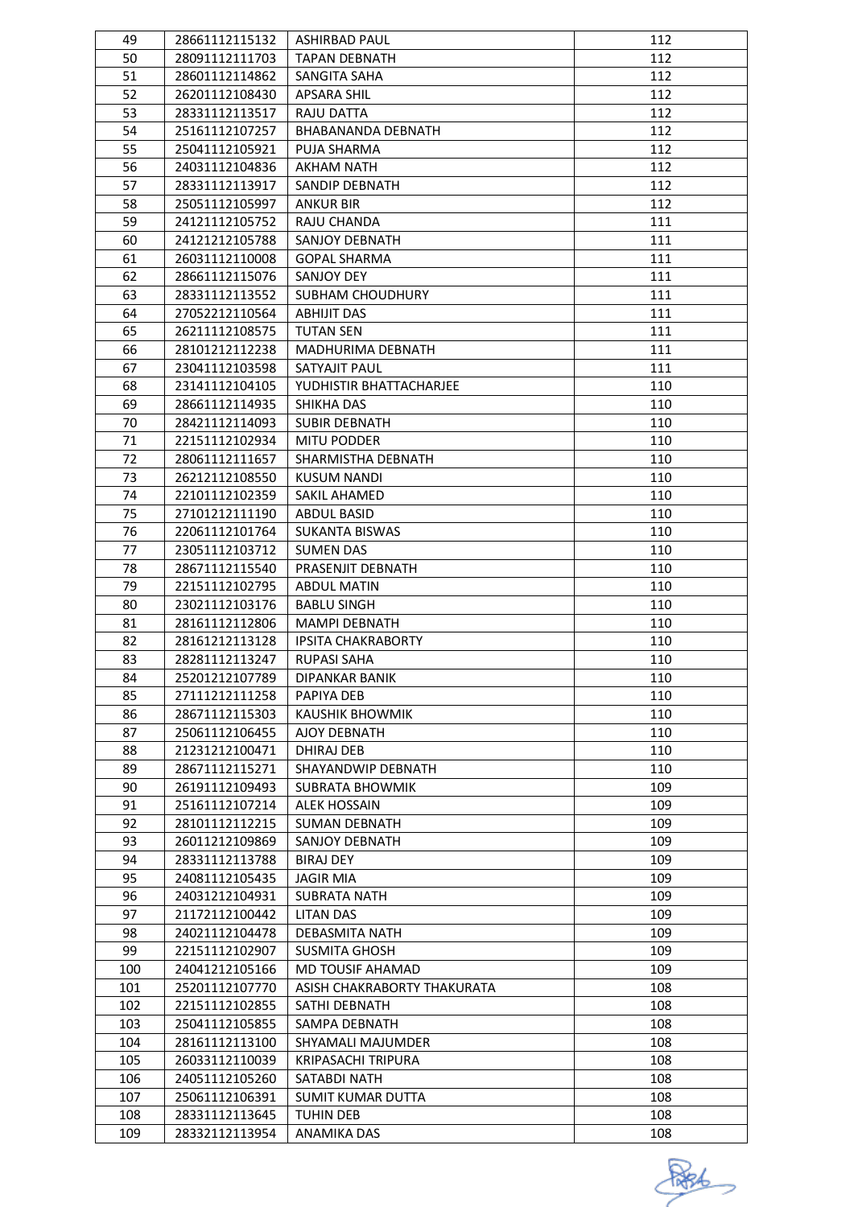| 49 | 28661112115132 | ASHIRBAD PAUL | 112 |
|---|---|---|---|
| 50 | 28091112111703 | TAPAN DEBNATH | 112 |
| 51 | 28601112114862 | SANGITA SAHA | 112 |
| 52 | 26201112108430 | APSARA SHIL | 112 |
| 53 | 28331112113517 | RAJU DATTA | 112 |
| 54 | 25161112107257 | BHABANANDA DEBNATH | 112 |
| 55 | 25041112105921 | PUJA SHARMA | 112 |
| 56 | 24031112104836 | AKHAM NATH | 112 |
| 57 | 28331112113917 | SANDIP DEBNATH | 112 |
| 58 | 25051112105997 | ANKUR BIR | 112 |
| 59 | 24121112105752 | RAJU CHANDA | 111 |
| 60 | 24121212105788 | SANJOY DEBNATH | 111 |
| 61 | 26031112110008 | GOPAL SHARMA | 111 |
| 62 | 28661112115076 | SANJOY DEY | 111 |
| 63 | 28331112113552 | SUBHAM CHOUDHURY | 111 |
| 64 | 27052212110564 | ABHIJIT DAS | 111 |
| 65 | 26211112108575 | TUTAN SEN | 111 |
| 66 | 28101212112238 | MADHURIMA DEBNATH | 111 |
| 67 | 23041112103598 | SATYAJIT PAUL | 111 |
| 68 | 23141112104105 | YUDHISTIR BHATTACHARJEE | 110 |
| 69 | 28661112114935 | SHIKHA DAS | 110 |
| 70 | 28421112114093 | SUBIR DEBNATH | 110 |
| 71 | 22151112102934 | MITU PODDER | 110 |
| 72 | 28061112111657 | SHARMISTHA DEBNATH | 110 |
| 73 | 26212112108550 | KUSUM NANDI | 110 |
| 74 | 22101112102359 | SAKIL AHAMED | 110 |
| 75 | 27101212111190 | ABDUL BASID | 110 |
| 76 | 22061112101764 | SUKANTA BISWAS | 110 |
| 77 | 23051112103712 | SUMEN DAS | 110 |
| 78 | 28671112115540 | PRASENJIT DEBNATH | 110 |
| 79 | 22151112102795 | ABDUL MATIN | 110 |
| 80 | 23021112103176 | BABLU SINGH | 110 |
| 81 | 28161112112806 | MAMPI DEBNATH | 110 |
| 82 | 28161212113128 | IPSITA CHAKRABORTY | 110 |
| 83 | 28281112113247 | RUPASI SAHA | 110 |
| 84 | 25201212107789 | DIPANKAR BANIK | 110 |
| 85 | 27111212111258 | PAPIYA DEB | 110 |
| 86 | 28671112115303 | KAUSHIK BHOWMIK | 110 |
| 87 | 25061112106455 | AJOY DEBNATH | 110 |
| 88 | 21231212100471 | DHIRAJ DEB | 110 |
| 89 | 28671112115271 | SHAYANDWIP DEBNATH | 110 |
| 90 | 26191112109493 | SUBRATA BHOWMIK | 109 |
| 91 | 25161112107214 | ALEK HOSSAIN | 109 |
| 92 | 28101112112215 | SUMAN DEBNATH | 109 |
| 93 | 26011212109869 | SANJOY DEBNATH | 109 |
| 94 | 28331112113788 | BIRAJ DEY | 109 |
| 95 | 24081112105435 | JAGIR MIA | 109 |
| 96 | 24031212104931 | SUBRATA NATH | 109 |
| 97 | 21172112100442 | LITAN DAS | 109 |
| 98 | 24021112104478 | DEBASMITA NATH | 109 |
| 99 | 22151112102907 | SUSMITA GHOSH | 109 |
| 100 | 24041212105166 | MD TOUSIF AHAMAD | 109 |
| 101 | 25201112107770 | ASISH CHAKRABORTY THAKURATA | 108 |
| 102 | 22151112102855 | SATHI DEBNATH | 108 |
| 103 | 25041112105855 | SAMPA DEBNATH | 108 |
| 104 | 28161112113100 | SHYAMALI MAJUMDER | 108 |
| 105 | 26033112110039 | KRIPASACHI TRIPURA | 108 |
| 106 | 24051112105260 | SATABDI NATH | 108 |
| 107 | 25061112106391 | SUMIT KUMAR DUTTA | 108 |
| 108 | 28331112113645 | TUHIN DEB | 108 |
| 109 | 28332112113954 | ANAMIKA DAS | 108 |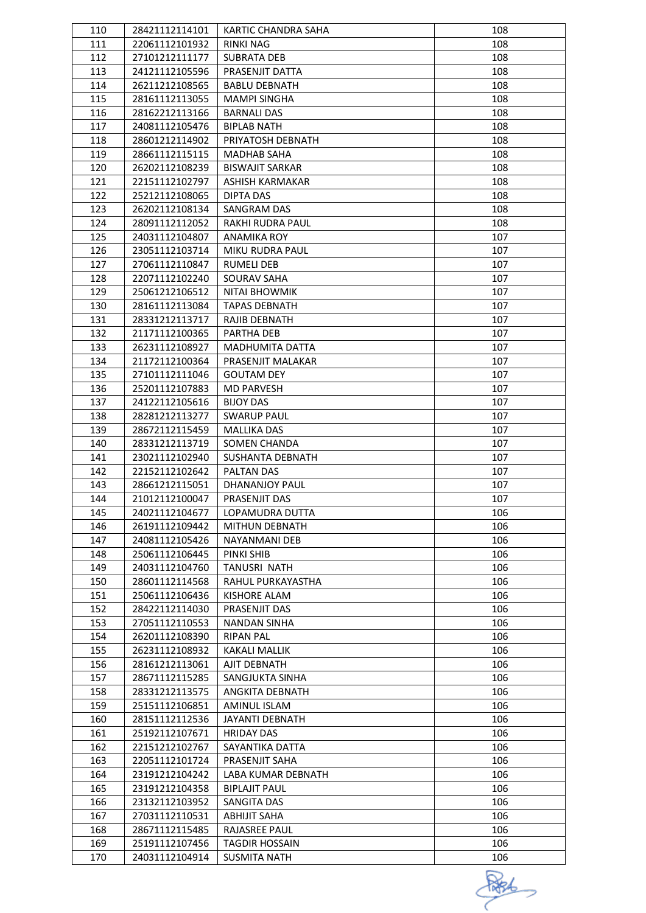| 110 | 28421112114101 | KARTIC CHANDRA SAHA | 108 |
|---|---|---|---|
| 111 | 22061112101932 | RINKI NAG | 108 |
| 112 | 27101212111177 | SUBRATA DEB | 108 |
| 113 | 24121112105596 | PRASENJIT DATTA | 108 |
| 114 | 26211212108565 | BABLU DEBNATH | 108 |
| 115 | 28161112113055 | MAMPI SINGHA | 108 |
| 116 | 28162212113166 | BARNALI DAS | 108 |
| 117 | 24081112105476 | BIPLAB NATH | 108 |
| 118 | 28601212114902 | PRIYATOSH DEBNATH | 108 |
| 119 | 28661112115115 | MADHAB SAHA | 108 |
| 120 | 26202112108239 | BISWAJIT SARKAR | 108 |
| 121 | 22151112102797 | ASHISH KARMAKAR | 108 |
| 122 | 25212112108065 | DIPTA DAS | 108 |
| 123 | 26202112108134 | SANGRAM DAS | 108 |
| 124 | 28091112112052 | RAKHI RUDRA PAUL | 108 |
| 125 | 24031112104807 | ANAMIKA ROY | 107 |
| 126 | 23051112103714 | MIKU RUDRA PAUL | 107 |
| 127 | 27061112110847 | RUMELI DEB | 107 |
| 128 | 22071112102240 | SOURAV SAHA | 107 |
| 129 | 25061212106512 | NITAI BHOWMIK | 107 |
| 130 | 28161112113084 | TAPAS DEBNATH | 107 |
| 131 | 28331212113717 | RAJIB DEBNATH | 107 |
| 132 | 21171112100365 | PARTHA DEB | 107 |
| 133 | 26231112108927 | MADHUMITA DATTA | 107 |
| 134 | 21172112100364 | PRASENJIT MALAKAR | 107 |
| 135 | 27101112111046 | GOUTAM DEY | 107 |
| 136 | 25201112107883 | MD PARVESH | 107 |
| 137 | 24122112105616 | BIJOY DAS | 107 |
| 138 | 28281212113277 | SWARUP PAUL | 107 |
| 139 | 28672112115459 | MALLIKA DAS | 107 |
| 140 | 28331212113719 | SOMEN CHANDA | 107 |
| 141 | 23021112102940 | SUSHANTA DEBNATH | 107 |
| 142 | 22152112102642 | PALTAN DAS | 107 |
| 143 | 28661212115051 | DHANANJOY PAUL | 107 |
| 144 | 21012112100047 | PRASENJIT DAS | 107 |
| 145 | 24021112104677 | LOPAMUDRA DUTTA | 106 |
| 146 | 26191112109442 | MITHUN DEBNATH | 106 |
| 147 | 24081112105426 | NAYANMANI DEB | 106 |
| 148 | 25061112106445 | PINKI SHIB | 106 |
| 149 | 24031112104760 | TANUSRI NATH | 106 |
| 150 | 28601112114568 | RAHUL PURKAYASTHA | 106 |
| 151 | 25061112106436 | KISHORE ALAM | 106 |
| 152 | 28422112114030 | PRASENJIT DAS | 106 |
| 153 | 27051112110553 | NANDAN SINHA | 106 |
| 154 | 26201112108390 | RIPAN PAL | 106 |
| 155 | 26231112108932 | KAKALI MALLIK | 106 |
| 156 | 28161212113061 | AJIT DEBNATH | 106 |
| 157 | 28671112115285 | SANGJUKTA SINHA | 106 |
| 158 | 28331212113575 | ANGKITA DEBNATH | 106 |
| 159 | 25151112106851 | AMINUL ISLAM | 106 |
| 160 | 28151112112536 | JAYANTI DEBNATH | 106 |
| 161 | 25192112107671 | HRIDAY DAS | 106 |
| 162 | 22151212102767 | SAYANTIKA DATTA | 106 |
| 163 | 22051112101724 | PRASENJIT SAHA | 106 |
| 164 | 23191212104242 | LABA KUMAR DEBNATH | 106 |
| 165 | 23191212104358 | BIPLAJIT PAUL | 106 |
| 166 | 23132112103952 | SANGITA DAS | 106 |
| 167 | 27031112110531 | ABHIJIT SAHA | 106 |
| 168 | 28671112115485 | RAJASREE PAUL | 106 |
| 169 | 25191112107456 | TAGDIR HOSSAIN | 106 |
| 170 | 24031112104914 | SUSMITA NATH | 106 |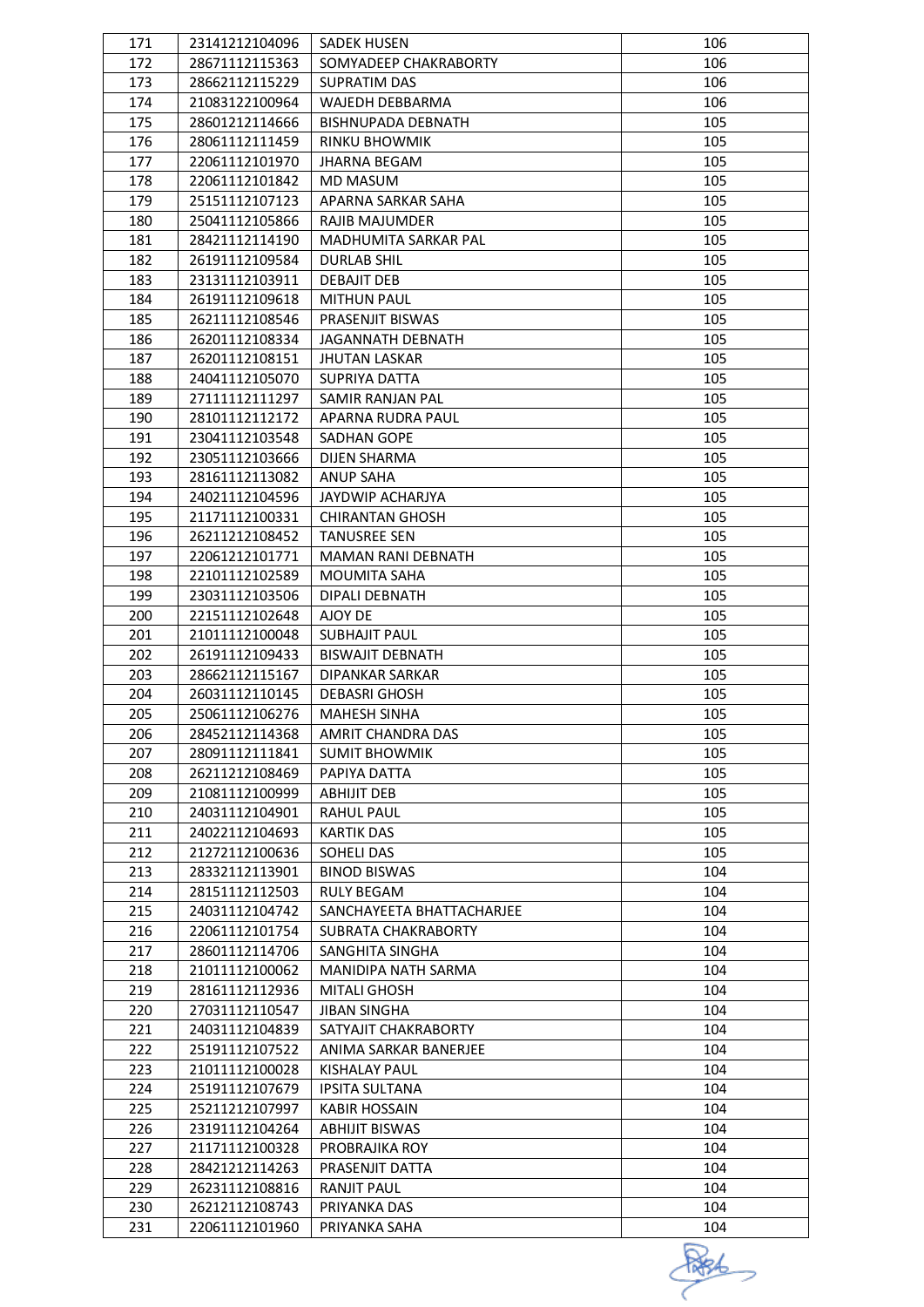| 171 | 23141212104096 | SADEK HUSEN | 106 |
|---|---|---|---|
| 172 | 28671112115363 | SOMYADEEP CHAKRABORTY | 106 |
| 173 | 28662112115229 | SUPRATIM DAS | 106 |
| 174 | 21083122100964 | WAJEDH DEBBARMA | 106 |
| 175 | 28601212114666 | BISHNUPADA DEBNATH | 105 |
| 176 | 28061112111459 | RINKU BHOWMIK | 105 |
| 177 | 22061112101970 | JHARNA BEGAM | 105 |
| 178 | 22061112101842 | MD MASUM | 105 |
| 179 | 25151112107123 | APARNA SARKAR SAHA | 105 |
| 180 | 25041112105866 | RAJIB MAJUMDER | 105 |
| 181 | 28421112114190 | MADHUMITA SARKAR PAL | 105 |
| 182 | 26191112109584 | DURLAB SHIL | 105 |
| 183 | 23131112103911 | DEBAJIT DEB | 105 |
| 184 | 26191112109618 | MITHUN PAUL | 105 |
| 185 | 26211112108546 | PRASENJIT BISWAS | 105 |
| 186 | 26201112108334 | JAGANNATH DEBNATH | 105 |
| 187 | 26201112108151 | JHUTAN LASKAR | 105 |
| 188 | 24041112105070 | SUPRIYA DATTA | 105 |
| 189 | 27111112111297 | SAMIR RANJAN PAL | 105 |
| 190 | 28101112112172 | APARNA RUDRA PAUL | 105 |
| 191 | 23041112103548 | SADHAN GOPE | 105 |
| 192 | 23051112103666 | DIJEN SHARMA | 105 |
| 193 | 28161112113082 | ANUP SAHA | 105 |
| 194 | 24021112104596 | JAYDWIP ACHARJYA | 105 |
| 195 | 21171112100331 | CHIRANTAN GHOSH | 105 |
| 196 | 26211212108452 | TANUSREE SEN | 105 |
| 197 | 22061212101771 | MAMAN RANI DEBNATH | 105 |
| 198 | 22101112102589 | MOUMITA SAHA | 105 |
| 199 | 23031112103506 | DIPALI DEBNATH | 105 |
| 200 | 22151112102648 | AJOY DE | 105 |
| 201 | 21011112100048 | SUBHAJIT PAUL | 105 |
| 202 | 26191112109433 | BISWAJIT DEBNATH | 105 |
| 203 | 28662112115167 | DIPANKAR SARKAR | 105 |
| 204 | 26031112110145 | DEBASRI GHOSH | 105 |
| 205 | 25061112106276 | MAHESH SINHA | 105 |
| 206 | 28452112114368 | AMRIT CHANDRA DAS | 105 |
| 207 | 28091112111841 | SUMIT BHOWMIK | 105 |
| 208 | 26211212108469 | PAPIYA DATTA | 105 |
| 209 | 21081112100999 | ABHIJIT DEB | 105 |
| 210 | 24031112104901 | RAHUL PAUL | 105 |
| 211 | 24022112104693 | KARTIK DAS | 105 |
| 212 | 21272112100636 | SOHELI DAS | 105 |
| 213 | 28332112113901 | BINOD BISWAS | 104 |
| 214 | 28151112112503 | RULY BEGAM | 104 |
| 215 | 24031112104742 | SANCHAYEETA BHATTACHARJEE | 104 |
| 216 | 22061112101754 | SUBRATA CHAKRABORTY | 104 |
| 217 | 28601112114706 | SANGHITA SINGHA | 104 |
| 218 | 21011112100062 | MANIDIPA NATH SARMA | 104 |
| 219 | 28161112112936 | MITALI GHOSH | 104 |
| 220 | 27031112110547 | JIBAN SINGHA | 104 |
| 221 | 24031112104839 | SATYAJIT CHAKRABORTY | 104 |
| 222 | 25191112107522 | ANIMA SARKAR BANERJEE | 104 |
| 223 | 21011112100028 | KISHALAY PAUL | 104 |
| 224 | 25191112107679 | IPSITA SULTANA | 104 |
| 225 | 25211212107997 | KABIR HOSSAIN | 104 |
| 226 | 23191112104264 | ABHIJIT BISWAS | 104 |
| 227 | 21171112100328 | PROBRAJIKA ROY | 104 |
| 228 | 28421212114263 | PRASENJIT DATTA | 104 |
| 229 | 26231112108816 | RANJIT PAUL | 104 |
| 230 | 26212112108743 | PRIYANKA DAS | 104 |
| 231 | 22061112101960 | PRIYANKA SAHA | 104 |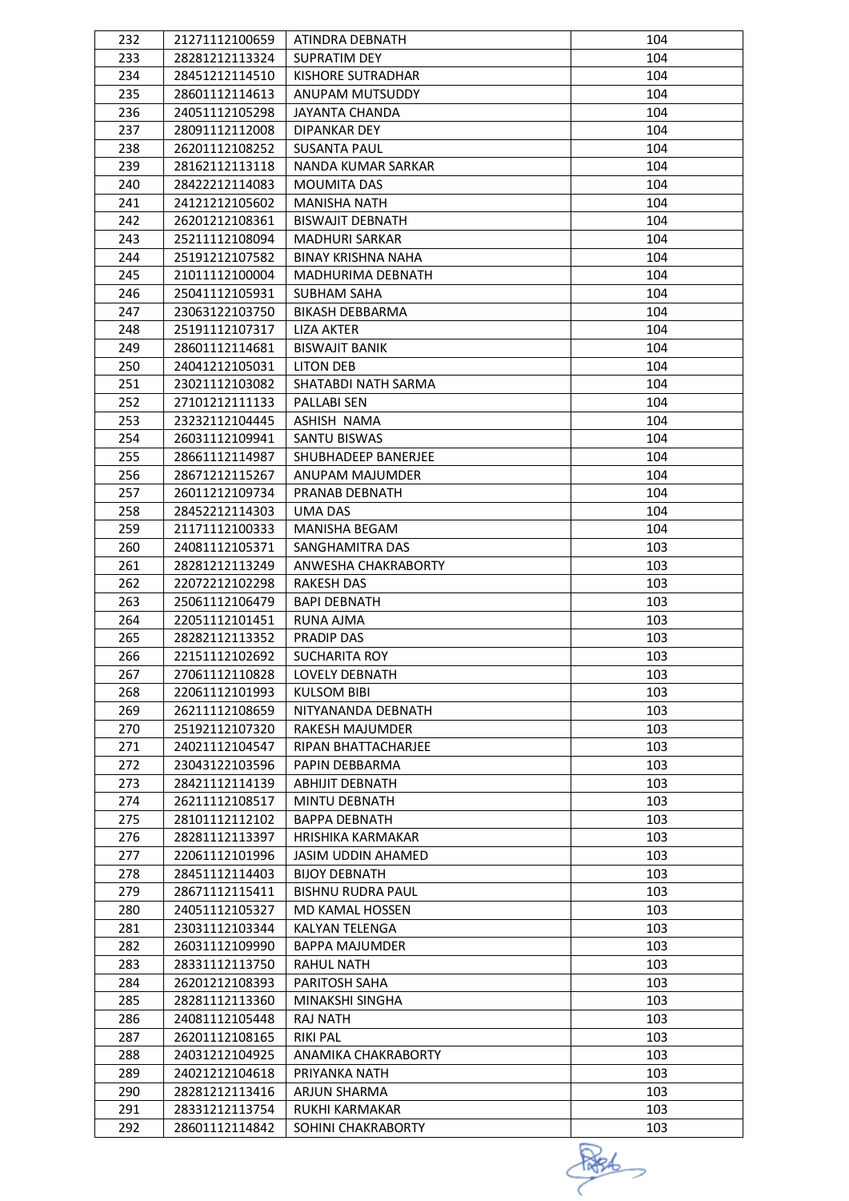| 232 | 21271112100659 | ATINDRA DEBNATH | 104 |
|---|---|---|---|
| 233 | 28281212113324 | SUPRATIM DEY | 104 |
| 234 | 28451212114510 | KISHORE SUTRADHAR | 104 |
| 235 | 28601112114613 | ANUPAM MUTSUDDY | 104 |
| 236 | 24051112105298 | JAYANTA CHANDA | 104 |
| 237 | 28091112112008 | DIPANKAR DEY | 104 |
| 238 | 26201112108252 | SUSANTA PAUL | 104 |
| 239 | 28162112113118 | NANDA KUMAR SARKAR | 104 |
| 240 | 28422212114083 | MOUMITA DAS | 104 |
| 241 | 24121212105602 | MANISHA NATH | 104 |
| 242 | 26201212108361 | BISWAJIT DEBNATH | 104 |
| 243 | 25211112108094 | MADHURI SARKAR | 104 |
| 244 | 25191212107582 | BINAY KRISHNA NAHA | 104 |
| 245 | 21011112100004 | MADHURIMA DEBNATH | 104 |
| 246 | 25041112105931 | SUBHAM SAHA | 104 |
| 247 | 23063122103750 | BIKASH DEBBARMA | 104 |
| 248 | 25191112107317 | LIZA AKTER | 104 |
| 249 | 28601112114681 | BISWAJIT BANIK | 104 |
| 250 | 24041212105031 | LITON DEB | 104 |
| 251 | 23021112103082 | SHATABDI NATH SARMA | 104 |
| 252 | 27101212111133 | PALLABI SEN | 104 |
| 253 | 23232112104445 | ASHISH NAMA | 104 |
| 254 | 26031112109941 | SANTU BISWAS | 104 |
| 255 | 28661112114987 | SHUBHADEEP BANERJEE | 104 |
| 256 | 28671212115267 | ANUPAM MAJUMDER | 104 |
| 257 | 26011212109734 | PRANAB DEBNATH | 104 |
| 258 | 28452212114303 | UMA DAS | 104 |
| 259 | 21171112100333 | MANISHA BEGAM | 104 |
| 260 | 24081112105371 | SANGHAMITRA DAS | 103 |
| 261 | 28281212113249 | ANWESHA CHAKRABORTY | 103 |
| 262 | 22072212102298 | RAKESH DAS | 103 |
| 263 | 25061112106479 | BAPI DEBNATH | 103 |
| 264 | 22051112101451 | RUNA AJMA | 103 |
| 265 | 28282112113352 | PRADIP DAS | 103 |
| 266 | 22151112102692 | SUCHARITA ROY | 103 |
| 267 | 27061112110828 | LOVELY DEBNATH | 103 |
| 268 | 22061112101993 | KULSOM BIBI | 103 |
| 269 | 26211112108659 | NITYANANDA DEBNATH | 103 |
| 270 | 25192112107320 | RAKESH MAJUMDER | 103 |
| 271 | 24021112104547 | RIPAN BHATTACHARJEE | 103 |
| 272 | 23043122103596 | PAPIN DEBBARMA | 103 |
| 273 | 28421112114139 | ABHIJIT DEBNATH | 103 |
| 274 | 26211112108517 | MINTU DEBNATH | 103 |
| 275 | 28101112112102 | BAPPA DEBNATH | 103 |
| 276 | 28281112113397 | HRISHIKA KARMAKAR | 103 |
| 277 | 22061112101996 | JASIM UDDIN AHAMED | 103 |
| 278 | 28451112114403 | BIJOY DEBNATH | 103 |
| 279 | 28671112115411 | BISHNU RUDRA PAUL | 103 |
| 280 | 24051112105327 | MD KAMAL HOSSEN | 103 |
| 281 | 23031112103344 | KALYAN TELENGA | 103 |
| 282 | 26031112109990 | BAPPA MAJUMDER | 103 |
| 283 | 28331112113750 | RAHUL NATH | 103 |
| 284 | 26201212108393 | PARITOSH SAHA | 103 |
| 285 | 28281112113360 | MINAKSHI SINGHA | 103 |
| 286 | 24081112105448 | RAJ NATH | 103 |
| 287 | 26201112108165 | RIKI PAL | 103 |
| 288 | 24031212104925 | ANAMIKA CHAKRABORTY | 103 |
| 289 | 24021212104618 | PRIYANKA NATH | 103 |
| 290 | 28281212113416 | ARJUN SHARMA | 103 |
| 291 | 28331212113754 | RUKHI KARMAKAR | 103 |
| 292 | 28601112114842 | SOHINI CHAKRABORTY | 103 |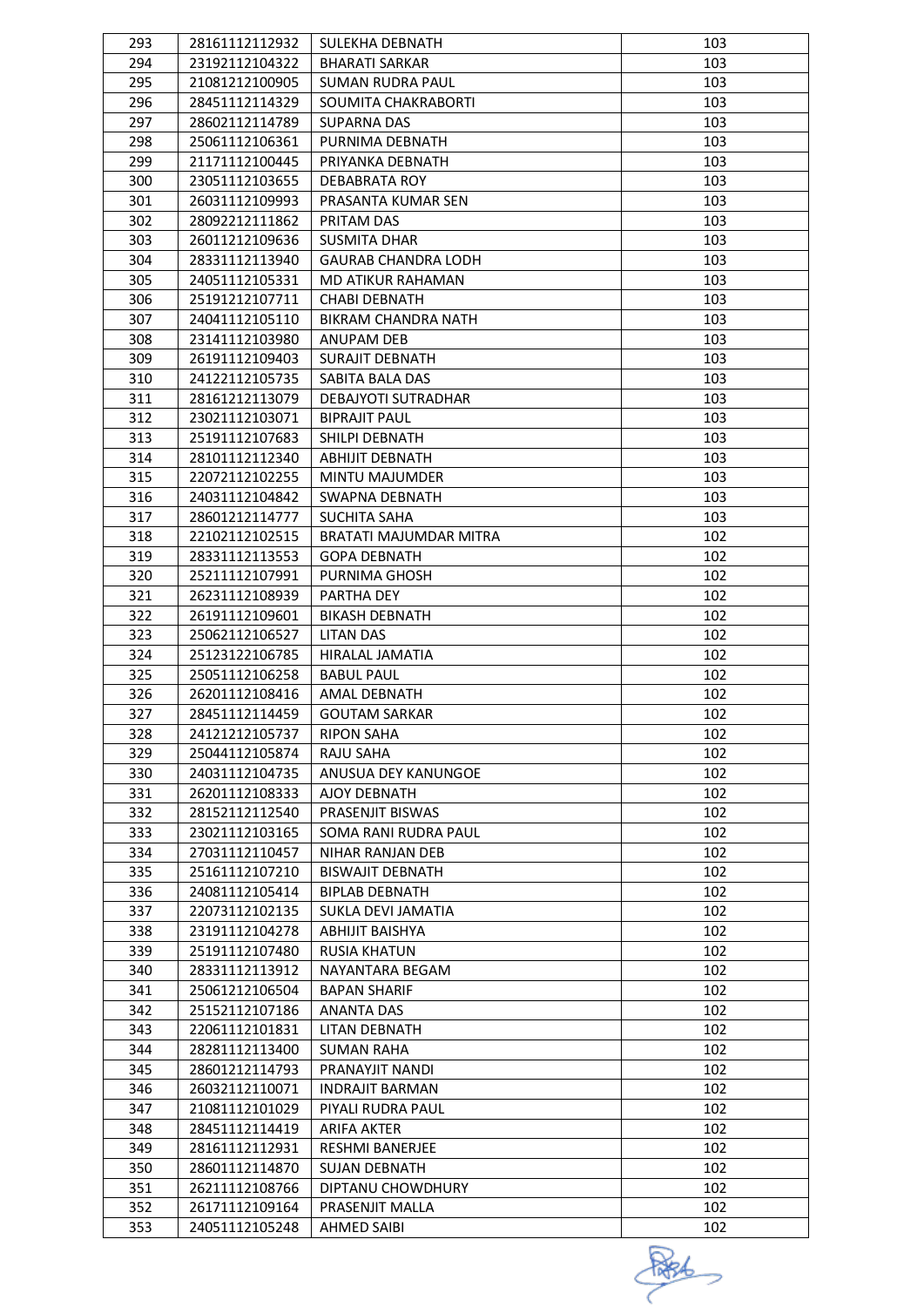| 293 | 28161112112932 | SULEKHA DEBNATH | 103 |
|---|---|---|---|
| 294 | 23192112104322 | BHARATI SARKAR | 103 |
| 295 | 21081212100905 | SUMAN RUDRA PAUL | 103 |
| 296 | 28451112114329 | SOUMITA CHAKRABORTI | 103 |
| 297 | 28602112114789 | SUPARNA DAS | 103 |
| 298 | 25061112106361 | PURNIMA DEBNATH | 103 |
| 299 | 21171112100445 | PRIYANKA DEBNATH | 103 |
| 300 | 23051112103655 | DEBABRATA ROY | 103 |
| 301 | 26031112109993 | PRASANTA KUMAR SEN | 103 |
| 302 | 28092212111862 | PRITAM DAS | 103 |
| 303 | 26011212109636 | SUSMITA DHAR | 103 |
| 304 | 28331112113940 | GAURAB CHANDRA LODH | 103 |
| 305 | 24051112105331 | MD ATIKUR RAHAMAN | 103 |
| 306 | 25191212107711 | CHABI DEBNATH | 103 |
| 307 | 24041112105110 | BIKRAM CHANDRA NATH | 103 |
| 308 | 23141112103980 | ANUPAM DEB | 103 |
| 309 | 26191112109403 | SURAJIT DEBNATH | 103 |
| 310 | 24122112105735 | SABITA BALA DAS | 103 |
| 311 | 28161212113079 | DEBAJYOTI SUTRADHAR | 103 |
| 312 | 23021112103071 | BIPRAJIT PAUL | 103 |
| 313 | 25191112107683 | SHILPI DEBNATH | 103 |
| 314 | 28101112112340 | ABHIJIT DEBNATH | 103 |
| 315 | 22072112102255 | MINTU MAJUMDER | 103 |
| 316 | 24031112104842 | SWAPNA DEBNATH | 103 |
| 317 | 28601212114777 | SUCHITA SAHA | 103 |
| 318 | 22102112102515 | BRATATI MAJUMDAR MITRA | 102 |
| 319 | 28331112113553 | GOPA DEBNATH | 102 |
| 320 | 25211112107991 | PURNIMA GHOSH | 102 |
| 321 | 26231112108939 | PARTHA DEY | 102 |
| 322 | 26191112109601 | BIKASH DEBNATH | 102 |
| 323 | 25062112106527 | LITAN DAS | 102 |
| 324 | 25123122106785 | HIRALAL JAMATIA | 102 |
| 325 | 25051112106258 | BABUL PAUL | 102 |
| 326 | 26201112108416 | AMAL DEBNATH | 102 |
| 327 | 28451112114459 | GOUTAM SARKAR | 102 |
| 328 | 24121212105737 | RIPON SAHA | 102 |
| 329 | 25044112105874 | RAJU SAHA | 102 |
| 330 | 24031112104735 | ANUSUA DEY KANUNGOE | 102 |
| 331 | 26201112108333 | AJOY DEBNATH | 102 |
| 332 | 28152112112540 | PRASENJIT BISWAS | 102 |
| 333 | 23021112103165 | SOMA RANI RUDRA PAUL | 102 |
| 334 | 27031112110457 | NIHAR RANJAN DEB | 102 |
| 335 | 25161112107210 | BISWAJIT DEBNATH | 102 |
| 336 | 24081112105414 | BIPLAB DEBNATH | 102 |
| 337 | 22073112102135 | SUKLA DEVI JAMATIA | 102 |
| 338 | 23191112104278 | ABHIJIT BAISHYA | 102 |
| 339 | 25191112107480 | RUSIA KHATUN | 102 |
| 340 | 28331112113912 | NAYANTARA BEGAM | 102 |
| 341 | 25061212106504 | BAPAN SHARIF | 102 |
| 342 | 25152112107186 | ANANTA DAS | 102 |
| 343 | 22061112101831 | LITAN DEBNATH | 102 |
| 344 | 28281112113400 | SUMAN RAHA | 102 |
| 345 | 28601212114793 | PRANAYJIT NANDI | 102 |
| 346 | 26032112110071 | INDRAJIT BARMAN | 102 |
| 347 | 21081112101029 | PIYALI RUDRA PAUL | 102 |
| 348 | 28451112114419 | ARIFA AKTER | 102 |
| 349 | 28161112112931 | RESHMI BANERJEE | 102 |
| 350 | 28601112114870 | SUJAN DEBNATH | 102 |
| 351 | 26211112108766 | DIPTANU CHOWDHURY | 102 |
| 352 | 26171112109164 | PRASENJIT MALLA | 102 |
| 353 | 24051112105248 | AHMED SAIBI | 102 |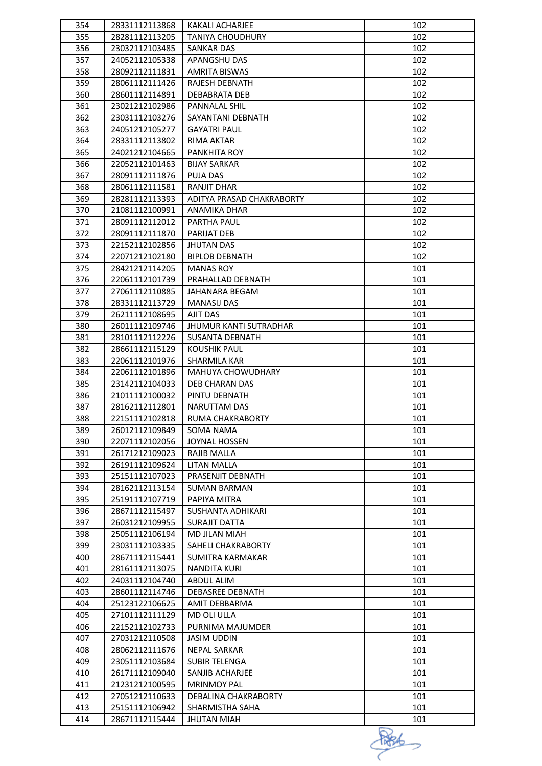| 354 | 28331112113868 | KAKALI ACHARJEE | 102 |
|---|---|---|---|
| 355 | 28281112113205 | TANIYA CHOUDHURY | 102 |
| 356 | 23032112103485 | SANKAR DAS | 102 |
| 357 | 24052112105338 | APANGSHU DAS | 102 |
| 358 | 28092112111831 | AMRITA BISWAS | 102 |
| 359 | 28061112111426 | RAJESH DEBNATH | 102 |
| 360 | 28601112114891 | DEBABRATA DEB | 102 |
| 361 | 23021212102986 | PANNALAL SHIL | 102 |
| 362 | 23031112103276 | SAYANTANI DEBNATH | 102 |
| 363 | 24051212105277 | GAYATRI PAUL | 102 |
| 364 | 28331112113802 | RIMA AKTAR | 102 |
| 365 | 24021212104665 | PANKHITA ROY | 102 |
| 366 | 22052112101463 | BIJAY SARKAR | 102 |
| 367 | 28091112111876 | PUJA DAS | 102 |
| 368 | 28061112111581 | RANJIT DHAR | 102 |
| 369 | 28281112113393 | ADITYA PRASAD CHAKRABORTY | 102 |
| 370 | 21081112100991 | ANAMIKA DHAR | 102 |
| 371 | 28091112112012 | PARTHA PAUL | 102 |
| 372 | 28091112111870 | PARIJAT DEB | 102 |
| 373 | 22152112102856 | JHUTAN DAS | 102 |
| 374 | 22071212102180 | BIPLOB DEBNATH | 102 |
| 375 | 28421212114205 | MANAS ROY | 101 |
| 376 | 22061112101739 | PRAHALLAD DEBNATH | 101 |
| 377 | 27061112110885 | JAHANARA BEGAM | 101 |
| 378 | 28331112113729 | MANASIJ DAS | 101 |
| 379 | 26211112108695 | AJIT DAS | 101 |
| 380 | 26011112109746 | JHUMUR KANTI SUTRADHAR | 101 |
| 381 | 28101112112226 | SUSANTA DEBNATH | 101 |
| 382 | 28661112115129 | KOUSHIK PAUL | 101 |
| 383 | 22061112101976 | SHARMILA KAR | 101 |
| 384 | 22061112101896 | MAHUYA CHOWDHARY | 101 |
| 385 | 23142112104033 | DEB CHARAN DAS | 101 |
| 386 | 21011112100032 | PINTU DEBNATH | 101 |
| 387 | 28162112112801 | NARUTTAM DAS | 101 |
| 388 | 22151112102818 | RUMA CHAKRABORTY | 101 |
| 389 | 26012112109849 | SOMA NAMA | 101 |
| 390 | 22071112102056 | JOYNAL HOSSEN | 101 |
| 391 | 26171212109023 | RAJIB MALLA | 101 |
| 392 | 26191112109624 | LITAN MALLA | 101 |
| 393 | 25151112107023 | PRASENJIT DEBNATH | 101 |
| 394 | 28162112113154 | SUMAN BARMAN | 101 |
| 395 | 25191112107719 | PAPIYA MITRA | 101 |
| 396 | 28671112115497 | SUSHANTA ADHIKARI | 101 |
| 397 | 26031212109955 | SURAJIT DATTA | 101 |
| 398 | 25051112106194 | MD JILAN MIAH | 101 |
| 399 | 23031112103335 | SAHELI CHAKRABORTY | 101 |
| 400 | 28671112115441 | SUMITRA KARMAKAR | 101 |
| 401 | 28161112113075 | NANDITA KURI | 101 |
| 402 | 24031112104740 | ABDUL ALIM | 101 |
| 403 | 28601112114746 | DEBASREE DEBNATH | 101 |
| 404 | 25123122106625 | AMIT DEBBARMA | 101 |
| 405 | 27101112111129 | MD OLI ULLA | 101 |
| 406 | 22152112102733 | PURNIMA MAJUMDER | 101 |
| 407 | 27031212110508 | JASIM UDDIN | 101 |
| 408 | 28062112111676 | NEPAL SARKAR | 101 |
| 409 | 23051112103684 | SUBIR TELENGA | 101 |
| 410 | 26171112109040 | SANJIB ACHARJEE | 101 |
| 411 | 21231212100595 | MRINMOY PAL | 101 |
| 412 | 27051212110633 | DEBALINA CHAKRABORTY | 101 |
| 413 | 25151112106942 | SHARMISTHA SAHA | 101 |
| 414 | 28671112115444 | JHUTAN MIAH | 101 |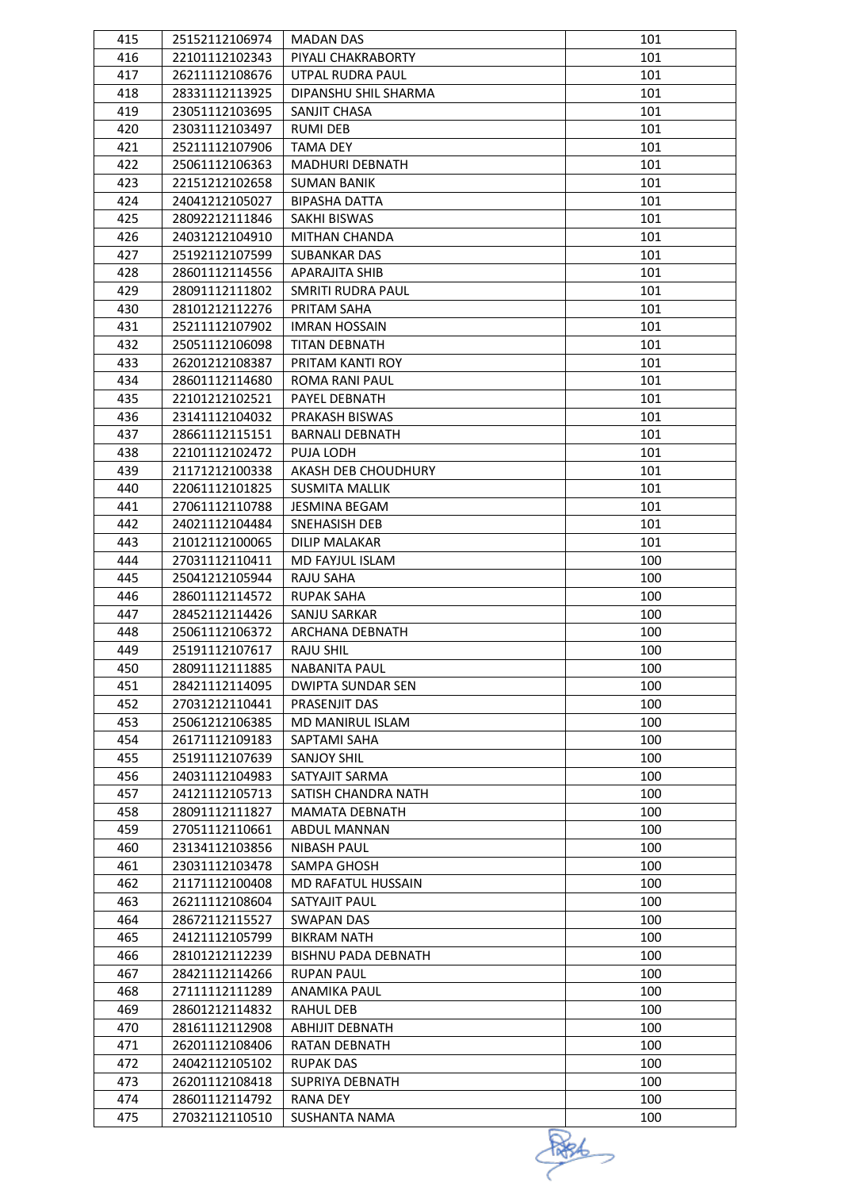| 415 | 25152112106974 | MADAN DAS | 101 |
|---|---|---|---|
| 416 | 22101112102343 | PIYALI CHAKRABORTY | 101 |
| 417 | 26211112108676 | UTPAL RUDRA PAUL | 101 |
| 418 | 28331112113925 | DIPANSHU SHIL SHARMA | 101 |
| 419 | 23051112103695 | SANJIT CHASA | 101 |
| 420 | 23031112103497 | RUMI DEB | 101 |
| 421 | 25211112107906 | TAMA DEY | 101 |
| 422 | 25061112106363 | MADHURI DEBNATH | 101 |
| 423 | 22151212102658 | SUMAN BANIK | 101 |
| 424 | 24041212105027 | BIPASHA DATTA | 101 |
| 425 | 28092212111846 | SAKHI BISWAS | 101 |
| 426 | 24031212104910 | MITHAN CHANDA | 101 |
| 427 | 25192112107599 | SUBANKAR DAS | 101 |
| 428 | 28601112114556 | APARAJITA SHIB | 101 |
| 429 | 28091112111802 | SMRITI RUDRA PAUL | 101 |
| 430 | 28101212112276 | PRITAM SAHA | 101 |
| 431 | 25211112107902 | IMRAN HOSSAIN | 101 |
| 432 | 25051112106098 | TITAN DEBNATH | 101 |
| 433 | 26201212108387 | PRITAM KANTI ROY | 101 |
| 434 | 28601112114680 | ROMA RANI PAUL | 101 |
| 435 | 22101212102521 | PAYEL DEBNATH | 101 |
| 436 | 23141112104032 | PRAKASH BISWAS | 101 |
| 437 | 28661112115151 | BARNALI DEBNATH | 101 |
| 438 | 22101112102472 | PUJA LODH | 101 |
| 439 | 21171212100338 | AKASH DEB CHOUDHURY | 101 |
| 440 | 22061112101825 | SUSMITA MALLIK | 101 |
| 441 | 27061112110788 | JESMINA BEGAM | 101 |
| 442 | 24021112104484 | SNEHASISH DEB | 101 |
| 443 | 21012112100065 | DILIP MALAKAR | 101 |
| 444 | 27031112110411 | MD FAYJUL ISLAM | 100 |
| 445 | 25041212105944 | RAJU SAHA | 100 |
| 446 | 28601112114572 | RUPAK SAHA | 100 |
| 447 | 28452112114426 | SANJU SARKAR | 100 |
| 448 | 25061112106372 | ARCHANA DEBNATH | 100 |
| 449 | 25191112107617 | RAJU SHIL | 100 |
| 450 | 28091112111885 | NABANITA PAUL | 100 |
| 451 | 28421112114095 | DWIPTA SUNDAR SEN | 100 |
| 452 | 27031212110441 | PRASENJIT DAS | 100 |
| 453 | 25061212106385 | MD MANIRUL ISLAM | 100 |
| 454 | 26171112109183 | SAPTAMI SAHA | 100 |
| 455 | 25191112107639 | SANJOY SHIL | 100 |
| 456 | 24031112104983 | SATYAJIT SARMA | 100 |
| 457 | 24121112105713 | SATISH CHANDRA NATH | 100 |
| 458 | 28091112111827 | MAMATA DEBNATH | 100 |
| 459 | 27051112110661 | ABDUL MANNAN | 100 |
| 460 | 23134112103856 | NIBASH PAUL | 100 |
| 461 | 23031112103478 | SAMPA GHOSH | 100 |
| 462 | 21171112100408 | MD RAFATUL HUSSAIN | 100 |
| 463 | 26211112108604 | SATYAJIT PAUL | 100 |
| 464 | 28672112115527 | SWAPAN DAS | 100 |
| 465 | 24121112105799 | BIKRAM NATH | 100 |
| 466 | 28101212112239 | BISHNU PADA DEBNATH | 100 |
| 467 | 28421112114266 | RUPAN PAUL | 100 |
| 468 | 27111112111289 | ANAMIKA PAUL | 100 |
| 469 | 28601212114832 | RAHUL DEB | 100 |
| 470 | 28161112112908 | ABHIJIT DEBNATH | 100 |
| 471 | 26201112108406 | RATAN DEBNATH | 100 |
| 472 | 24042112105102 | RUPAK DAS | 100 |
| 473 | 26201112108418 | SUPRIYA DEBNATH | 100 |
| 474 | 28601112114792 | RANA DEY | 100 |
| 475 | 27032112110510 | SUSHANTA NAMA | 100 |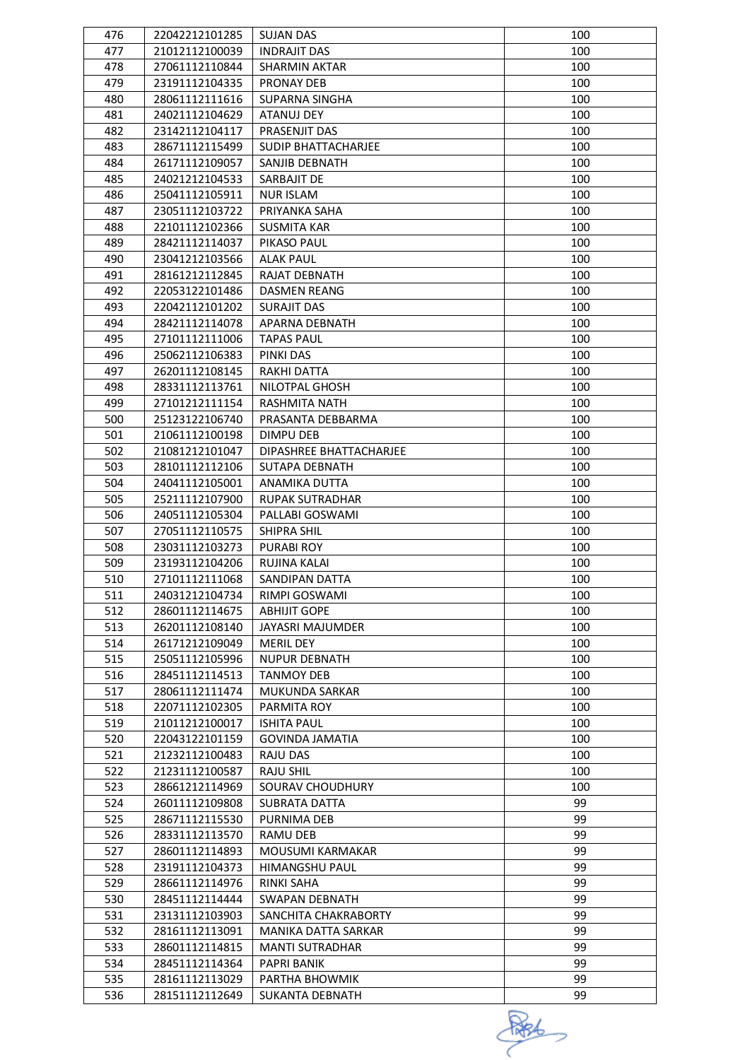| 476 | 22042212101285 | SUJAN DAS | 100 |
|---|---|---|---|
| 477 | 21012112100039 | INDRAJIT DAS | 100 |
| 478 | 27061112110844 | SHARMIN AKTAR | 100 |
| 479 | 23191112104335 | PRONAY DEB | 100 |
| 480 | 28061112111616 | SUPARNA SINGHA | 100 |
| 481 | 24021112104629 | ATANUJ DEY | 100 |
| 482 | 23142112104117 | PRASENJIT DAS | 100 |
| 483 | 28671112115499 | SUDIP BHATTACHARJEE | 100 |
| 484 | 26171112109057 | SANJIB DEBNATH | 100 |
| 485 | 24021212104533 | SARBAJIT DE | 100 |
| 486 | 25041112105911 | NUR ISLAM | 100 |
| 487 | 23051112103722 | PRIYANKA SAHA | 100 |
| 488 | 22101112102366 | SUSMITA KAR | 100 |
| 489 | 28421112114037 | PIKASO PAUL | 100 |
| 490 | 23041212103566 | ALAK PAUL | 100 |
| 491 | 28161212112845 | RAJAT DEBNATH | 100 |
| 492 | 22053122101486 | DASMEN REANG | 100 |
| 493 | 22042112101202 | SURAJIT DAS | 100 |
| 494 | 28421112114078 | APARNA DEBNATH | 100 |
| 495 | 27101112111006 | TAPAS PAUL | 100 |
| 496 | 25062112106383 | PINKI DAS | 100 |
| 497 | 26201112108145 | RAKHI DATTA | 100 |
| 498 | 28331112113761 | NILOTPAL GHOSH | 100 |
| 499 | 27101212111154 | RASHMITA NATH | 100 |
| 500 | 25123122106740 | PRASANTA DEBBARMA | 100 |
| 501 | 21061112100198 | DIMPU DEB | 100 |
| 502 | 21081212101047 | DIPASHREE BHATTACHARJEE | 100 |
| 503 | 28101112112106 | SUTAPA DEBNATH | 100 |
| 504 | 24041112105001 | ANAMIKA DUTTA | 100 |
| 505 | 25211112107900 | RUPAK SUTRADHAR | 100 |
| 506 | 24051112105304 | PALLABI GOSWAMI | 100 |
| 507 | 27051112110575 | SHIPRA SHIL | 100 |
| 508 | 23031112103273 | PURABI ROY | 100 |
| 509 | 23193112104206 | RUJINA KALAI | 100 |
| 510 | 27101112111068 | SANDIPAN DATTA | 100 |
| 511 | 24031212104734 | RIMPI GOSWAMI | 100 |
| 512 | 28601112114675 | ABHIJIT GOPE | 100 |
| 513 | 26201112108140 | JAYASRI MAJUMDER | 100 |
| 514 | 26171212109049 | MERIL DEY | 100 |
| 515 | 25051112105996 | NUPUR DEBNATH | 100 |
| 516 | 28451112114513 | TANMOY DEB | 100 |
| 517 | 28061112111474 | MUKUNDA SARKAR | 100 |
| 518 | 22071112102305 | PARMITA ROY | 100 |
| 519 | 21011212100017 | ISHITA PAUL | 100 |
| 520 | 22043122101159 | GOVINDA JAMATIA | 100 |
| 521 | 21232112100483 | RAJU DAS | 100 |
| 522 | 21231112100587 | RAJU SHIL | 100 |
| 523 | 28661212114969 | SOURAV CHOUDHURY | 100 |
| 524 | 26011112109808 | SUBRATA DATTA | 99 |
| 525 | 28671112115530 | PURNIMA DEB | 99 |
| 526 | 28331112113570 | RAMU DEB | 99 |
| 527 | 28601112114893 | MOUSUMI KARMAKAR | 99 |
| 528 | 23191112104373 | HIMANGSHU PAUL | 99 |
| 529 | 28661112114976 | RINKI SAHA | 99 |
| 530 | 28451112114444 | SWAPAN DEBNATH | 99 |
| 531 | 23131112103903 | SANCHITA CHAKRABORTY | 99 |
| 532 | 28161112113091 | MANIKA DATTA SARKAR | 99 |
| 533 | 28601112114815 | MANTI SUTRADHAR | 99 |
| 534 | 28451112114364 | PAPRI BANIK | 99 |
| 535 | 28161112113029 | PARTHA BHOWMIK | 99 |
| 536 | 28151112112649 | SUKANTA DEBNATH | 99 |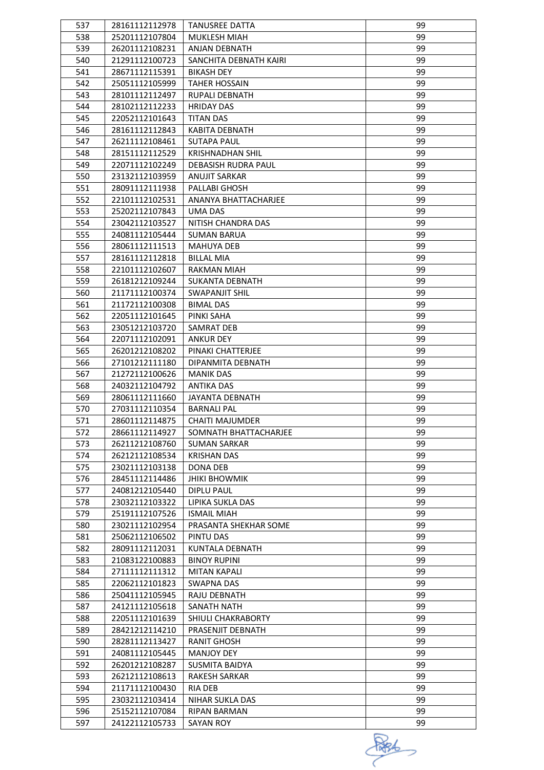| 537 | 28161112112978 | TANUSREE DATTA | 99 |
|---|---|---|---|
| 538 | 25201112107804 | MUKLESH MIAH | 99 |
| 539 | 26201112108231 | ANJAN DEBNATH | 99 |
| 540 | 21291112100723 | SANCHITA DEBNATH KAIRI | 99 |
| 541 | 28671112115391 | BIKASH DEY | 99 |
| 542 | 25051112105999 | TAHER HOSSAIN | 99 |
| 543 | 28101112112497 | RUPALI DEBNATH | 99 |
| 544 | 28102112112233 | HRIDAY DAS | 99 |
| 545 | 22052112101643 | TITAN DAS | 99 |
| 546 | 28161112112843 | KABITA DEBNATH | 99 |
| 547 | 26211112108461 | SUTAPA PAUL | 99 |
| 548 | 28151112112529 | KRISHNADHAN SHIL | 99 |
| 549 | 22071112102249 | DEBASISH RUDRA PAUL | 99 |
| 550 | 23132112103959 | ANUJIT SARKAR | 99 |
| 551 | 28091112111938 | PALLABI GHOSH | 99 |
| 552 | 22101112102531 | ANANYA BHATTACHARJEE | 99 |
| 553 | 25202112107843 | UMA DAS | 99 |
| 554 | 23042112103527 | NITISH CHANDRA DAS | 99 |
| 555 | 24081112105444 | SUMAN BARUA | 99 |
| 556 | 28061112111513 | MAHUYA DEB | 99 |
| 557 | 28161112112818 | BILLAL MIA | 99 |
| 558 | 22101112102607 | RAKMAN MIAH | 99 |
| 559 | 26181212109244 | SUKANTA DEBNATH | 99 |
| 560 | 21171112100374 | SWAPANJIT SHIL | 99 |
| 561 | 21172112100308 | BIMAL DAS | 99 |
| 562 | 22051112101645 | PINKI SAHA | 99 |
| 563 | 23051212103720 | SAMRAT DEB | 99 |
| 564 | 22071112102091 | ANKUR DEY | 99 |
| 565 | 26201212108202 | PINAKI CHATTERJEE | 99 |
| 566 | 27101212111180 | DIPANMITA DEBNATH | 99 |
| 567 | 21272112100626 | MANIK DAS | 99 |
| 568 | 24032112104792 | ANTIKA DAS | 99 |
| 569 | 28061112111660 | JAYANTA DEBNATH | 99 |
| 570 | 27031112110354 | BARNALI PAL | 99 |
| 571 | 28601112114875 | CHAITI MAJUMDER | 99 |
| 572 | 28661112114927 | SOMNATH BHATTACHARJEE | 99 |
| 573 | 26211212108760 | SUMAN SARKAR | 99 |
| 574 | 26212112108534 | KRISHAN DAS | 99 |
| 575 | 23021112103138 | DONA DEB | 99 |
| 576 | 28451112114486 | JHIKI BHOWMIK | 99 |
| 577 | 24081212105440 | DIPLU PAUL | 99 |
| 578 | 23032112103322 | LIPIKA SUKLA DAS | 99 |
| 579 | 25191112107526 | ISMAIL MIAH | 99 |
| 580 | 23021112102954 | PRASANTA SHEKHAR SOME | 99 |
| 581 | 25062112106502 | PINTU DAS | 99 |
| 582 | 28091112112031 | KUNTALA DEBNATH | 99 |
| 583 | 21083122100883 | BINOY RUPINI | 99 |
| 584 | 27111112111312 | MITAN KAPALI | 99 |
| 585 | 22062112101823 | SWAPNA DAS | 99 |
| 586 | 25041112105945 | RAJU DEBNATH | 99 |
| 587 | 24121112105618 | SANATH NATH | 99 |
| 588 | 22051112101639 | SHIULI CHAKRABORTY | 99 |
| 589 | 28421212114210 | PRASENJIT DEBNATH | 99 |
| 590 | 28281112113427 | RANIT GHOSH | 99 |
| 591 | 24081112105445 | MANJOY DEY | 99 |
| 592 | 26201212108287 | SUSMITA BAIDYA | 99 |
| 593 | 26212112108613 | RAKESH SARKAR | 99 |
| 594 | 21171112100430 | RIA DEB | 99 |
| 595 | 23032112103414 | NIHAR SUKLA DAS | 99 |
| 596 | 25152112107084 | RIPAN BARMAN | 99 |
| 597 | 24122112105733 | SAYAN ROY | 99 |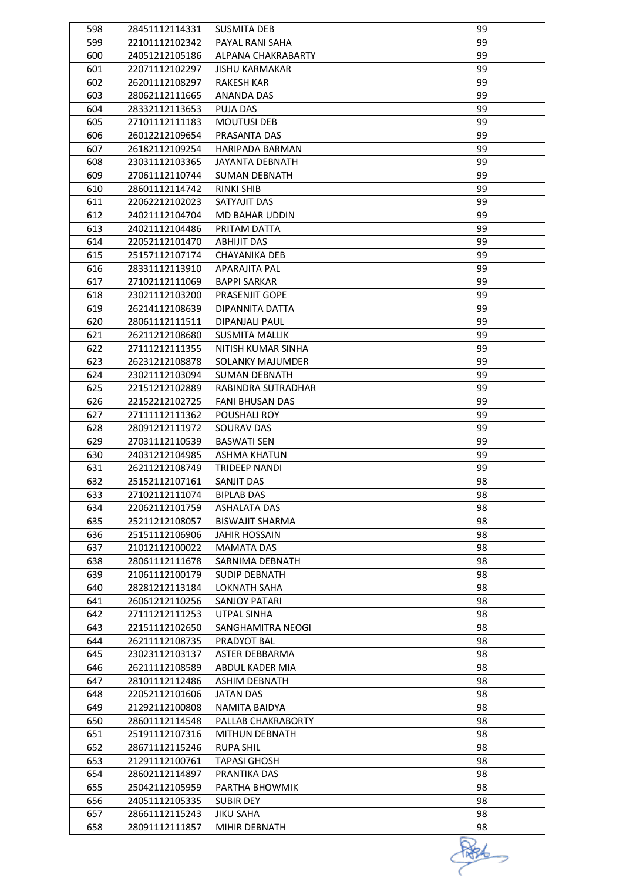| 598 | 28451112114331 | SUSMITA DEB | 99 |
|---|---|---|---|
| 599 | 22101112102342 | PAYAL RANI SAHA | 99 |
| 600 | 24051212105186 | ALPANA CHAKRABARTY | 99 |
| 601 | 22071112102297 | JISHU KARMAKAR | 99 |
| 602 | 26201112108297 | RAKESH KAR | 99 |
| 603 | 28062112111665 | ANANDA DAS | 99 |
| 604 | 28332112113653 | PUJA DAS | 99 |
| 605 | 27101112111183 | MOUTUSI DEB | 99 |
| 606 | 26012212109654 | PRASANTA DAS | 99 |
| 607 | 26182112109254 | HARIPADA BARMAN | 99 |
| 608 | 23031112103365 | JAYANTA DEBNATH | 99 |
| 609 | 27061112110744 | SUMAN DEBNATH | 99 |
| 610 | 28601112114742 | RINKI SHIB | 99 |
| 611 | 22062212102023 | SATYAJIT DAS | 99 |
| 612 | 24021112104704 | MD BAHAR UDDIN | 99 |
| 613 | 24021112104486 | PRITAM DATTA | 99 |
| 614 | 22052112101470 | ABHIJIT DAS | 99 |
| 615 | 25157112107174 | CHAYANIKA DEB | 99 |
| 616 | 28331112113910 | APARAJITA PAL | 99 |
| 617 | 27102112111069 | BAPPI SARKAR | 99 |
| 618 | 23021112103200 | PRASENJIT GOPE | 99 |
| 619 | 26214112108639 | DIPANNITA DATTA | 99 |
| 620 | 28061112111511 | DIPANJALI PAUL | 99 |
| 621 | 26211212108680 | SUSMITA MALLIK | 99 |
| 622 | 27111212111355 | NITISH KUMAR SINHA | 99 |
| 623 | 26231212108878 | SOLANKY MAJUMDER | 99 |
| 624 | 23021112103094 | SUMAN DEBNATH | 99 |
| 625 | 22151212102889 | RABINDRA SUTRADHAR | 99 |
| 626 | 22152212102725 | FANI BHUSAN DAS | 99 |
| 627 | 27111112111362 | POUSHALI ROY | 99 |
| 628 | 28091212111972 | SOURAV DAS | 99 |
| 629 | 27031112110539 | BASWATI SEN | 99 |
| 630 | 24031212104985 | ASHMA KHATUN | 99 |
| 631 | 26211212108749 | TRIDEEP NANDI | 99 |
| 632 | 25152112107161 | SANJIT DAS | 98 |
| 633 | 27102112111074 | BIPLAB DAS | 98 |
| 634 | 22062112101759 | ASHALATA DAS | 98 |
| 635 | 25211212108057 | BISWAJIT SHARMA | 98 |
| 636 | 25151112106906 | JAHIR HOSSAIN | 98 |
| 637 | 21012112100022 | MAMATA DAS | 98 |
| 638 | 28061112111678 | SARNIMA DEBNATH | 98 |
| 639 | 21061112100179 | SUDIP DEBNATH | 98 |
| 640 | 28281212113184 | LOKNATH SAHA | 98 |
| 641 | 26061212110256 | SANJOY PATARI | 98 |
| 642 | 27111212111253 | UTPAL SINHA | 98 |
| 643 | 22151112102650 | SANGHAMITRA NEOGI | 98 |
| 644 | 26211112108735 | PRADYOT BAL | 98 |
| 645 | 23023112103137 | ASTER DEBBARMA | 98 |
| 646 | 26211112108589 | ABDUL KADER MIA | 98 |
| 647 | 28101112112486 | ASHIM DEBNATH | 98 |
| 648 | 22052112101606 | JATAN DAS | 98 |
| 649 | 21292112100808 | NAMITA BAIDYA | 98 |
| 650 | 28601112114548 | PALLAB CHAKRABORTY | 98 |
| 651 | 25191112107316 | MITHUN DEBNATH | 98 |
| 652 | 28671112115246 | RUPA SHIL | 98 |
| 653 | 21291112100761 | TAPASI GHOSH | 98 |
| 654 | 28602112114897 | PRANTIKA DAS | 98 |
| 655 | 25042112105959 | PARTHA BHOWMIK | 98 |
| 656 | 24051112105335 | SUBIR DEY | 98 |
| 657 | 28661112115243 | JIKU SAHA | 98 |
| 658 | 28091112111857 | MIHIR DEBNATH | 98 |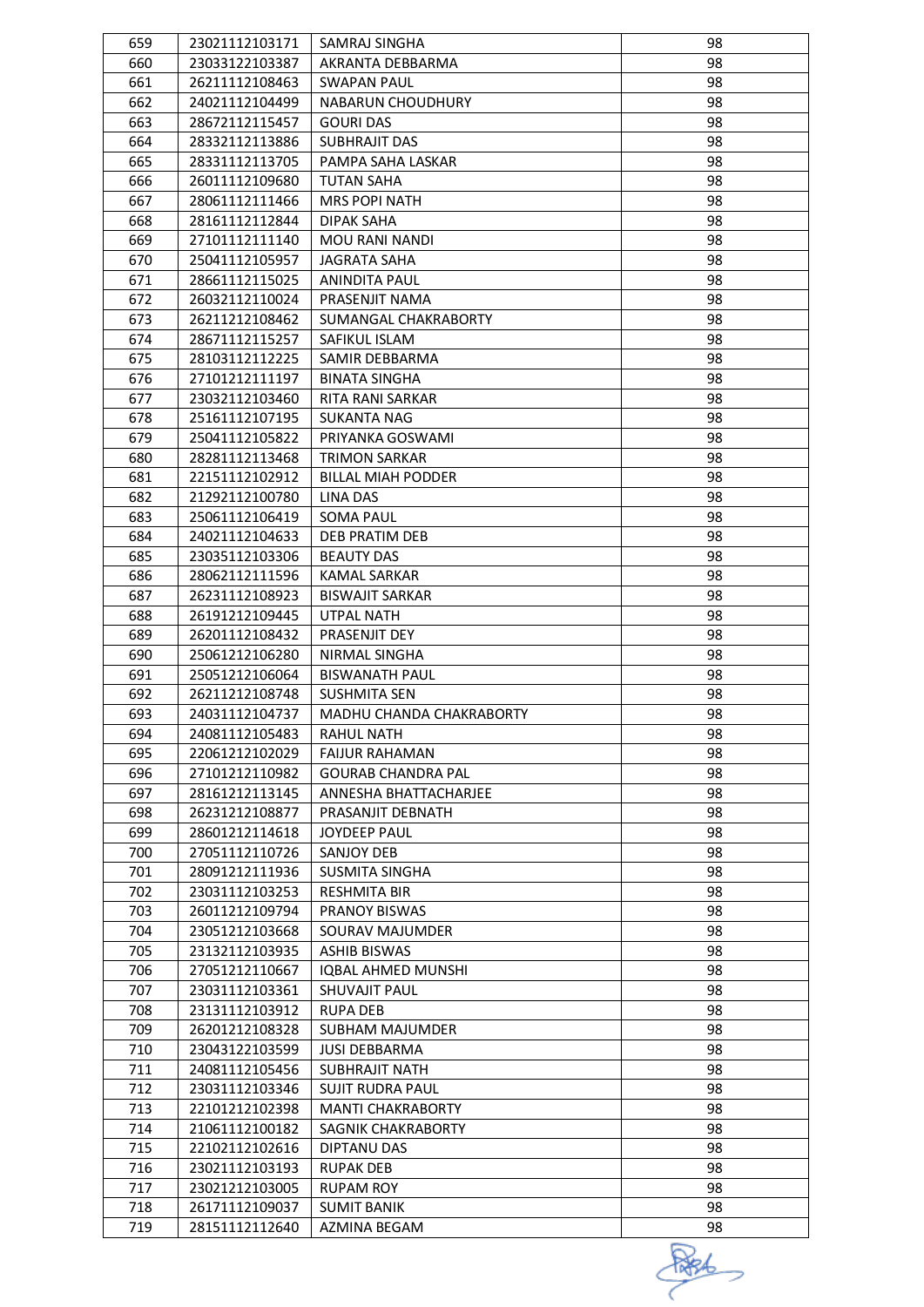| 659 | 23021112103171 | SAMRAJ SINGHA | 98 |
|---|---|---|---|
| 660 | 23033122103387 | AKRANTA DEBBARMA | 98 |
| 661 | 26211112108463 | SWAPAN PAUL | 98 |
| 662 | 24021112104499 | NABARUN CHOUDHURY | 98 |
| 663 | 28672112115457 | GOURI DAS | 98 |
| 664 | 28332112113886 | SUBHRAJIT DAS | 98 |
| 665 | 28331112113705 | PAMPA SAHA LASKAR | 98 |
| 666 | 26011112109680 | TUTAN SAHA | 98 |
| 667 | 28061112111466 | MRS POPI NATH | 98 |
| 668 | 28161112112844 | DIPAK SAHA | 98 |
| 669 | 27101112111140 | MOU RANI NANDI | 98 |
| 670 | 25041112105957 | JAGRATA SAHA | 98 |
| 671 | 28661112115025 | ANINDITA PAUL | 98 |
| 672 | 26032112110024 | PRASENJIT NAMA | 98 |
| 673 | 26211212108462 | SUMANGAL CHAKRABORTY | 98 |
| 674 | 28671112115257 | SAFIKUL ISLAM | 98 |
| 675 | 28103112112225 | SAMIR DEBBARMA | 98 |
| 676 | 27101212111197 | BINATA SINGHA | 98 |
| 677 | 23032112103460 | RITA RANI SARKAR | 98 |
| 678 | 25161112107195 | SUKANTA NAG | 98 |
| 679 | 25041112105822 | PRIYANKA GOSWAMI | 98 |
| 680 | 28281112113468 | TRIMON SARKAR | 98 |
| 681 | 22151112102912 | BILLAL MIAH PODDER | 98 |
| 682 | 21292112100780 | LINA DAS | 98 |
| 683 | 25061112106419 | SOMA PAUL | 98 |
| 684 | 24021112104633 | DEB PRATIM DEB | 98 |
| 685 | 23035112103306 | BEAUTY DAS | 98 |
| 686 | 28062112111596 | KAMAL SARKAR | 98 |
| 687 | 26231112108923 | BISWAJIT SARKAR | 98 |
| 688 | 26191212109445 | UTPAL NATH | 98 |
| 689 | 26201112108432 | PRASENJIT DEY | 98 |
| 690 | 25061212106280 | NIRMAL SINGHA | 98 |
| 691 | 25051212106064 | BISWANATH PAUL | 98 |
| 692 | 26211212108748 | SUSHMITA SEN | 98 |
| 693 | 24031112104737 | MADHU CHANDA CHAKRABORTY | 98 |
| 694 | 24081112105483 | RAHUL NATH | 98 |
| 695 | 22061212102029 | FAIJUR RAHAMAN | 98 |
| 696 | 27101212110982 | GOURAB CHANDRA PAL | 98 |
| 697 | 28161212113145 | ANNESHA BHATTACHARJEE | 98 |
| 698 | 26231212108877 | PRASANJIT DEBNATH | 98 |
| 699 | 28601212114618 | JOYDEEP PAUL | 98 |
| 700 | 27051112110726 | SANJOY DEB | 98 |
| 701 | 28091212111936 | SUSMITA SINGHA | 98 |
| 702 | 23031112103253 | RESHMITA BIR | 98 |
| 703 | 26011212109794 | PRANOY BISWAS | 98 |
| 704 | 23051212103668 | SOURAV MAJUMDER | 98 |
| 705 | 23132112103935 | ASHIB BISWAS | 98 |
| 706 | 27051212110667 | IQBAL AHMED MUNSHI | 98 |
| 707 | 23031112103361 | SHUVAJIT PAUL | 98 |
| 708 | 23131112103912 | RUPA DEB | 98 |
| 709 | 26201212108328 | SUBHAM MAJUMDER | 98 |
| 710 | 23043122103599 | JUSI DEBBARMA | 98 |
| 711 | 24081112105456 | SUBHRAJIT NATH | 98 |
| 712 | 23031112103346 | SUJIT RUDRA PAUL | 98 |
| 713 | 22101212102398 | MANTI CHAKRABORTY | 98 |
| 714 | 21061112100182 | SAGNIK CHAKRABORTY | 98 |
| 715 | 22102112102616 | DIPTANU DAS | 98 |
| 716 | 23021112103193 | RUPAK DEB | 98 |
| 717 | 23021212103005 | RUPAM ROY | 98 |
| 718 | 26171112109037 | SUMIT BANIK | 98 |
| 719 | 28151112112640 | AZMINA BEGAM | 98 |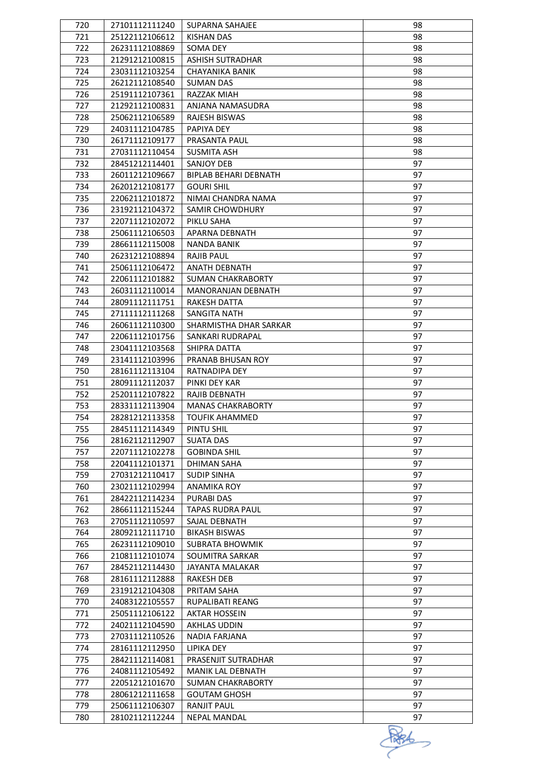| 720 | 27101112111240 | SUPARNA SAHAJEE | 98 |
|---|---|---|---|
| 721 | 25122112106612 | KISHAN DAS | 98 |
| 722 | 26231112108869 | SOMA DEY | 98 |
| 723 | 21291212100815 | ASHISH SUTRADHAR | 98 |
| 724 | 23031112103254 | CHAYANIKA BANIK | 98 |
| 725 | 26212112108540 | SUMAN DAS | 98 |
| 726 | 25191112107361 | RAZZAK MIAH | 98 |
| 727 | 21292112100831 | ANJANA NAMASUDRA | 98 |
| 728 | 25062112106589 | RAJESH BISWAS | 98 |
| 729 | 24031112104785 | PAPIYA DEY | 98 |
| 730 | 26171112109177 | PRASANTA PAUL | 98 |
| 731 | 27031112110454 | SUSMITA ASH | 98 |
| 732 | 28451212114401 | SANJOY DEB | 97 |
| 733 | 26011212109667 | BIPLAB BEHARI DEBNATH | 97 |
| 734 | 26201212108177 | GOURI SHIL | 97 |
| 735 | 22062112101872 | NIMAI CHANDRA NAMA | 97 |
| 736 | 23192112104372 | SAMIR CHOWDHURY | 97 |
| 737 | 22071112102072 | PIKLU SAHA | 97 |
| 738 | 25061112106503 | APARNA DEBNATH | 97 |
| 739 | 28661112115008 | NANDA BANIK | 97 |
| 740 | 26231212108894 | RAJIB PAUL | 97 |
| 741 | 25061112106472 | ANATH DEBNATH | 97 |
| 742 | 22061112101882 | SUMAN CHAKRABORTY | 97 |
| 743 | 26031112110014 | MANORANJAN DEBNATH | 97 |
| 744 | 28091112111751 | RAKESH DATTA | 97 |
| 745 | 27111112111268 | SANGITA NATH | 97 |
| 746 | 26061112110300 | SHARMISTHA DHAR SARKAR | 97 |
| 747 | 22061112101756 | SANKARI RUDRAPAL | 97 |
| 748 | 23041112103568 | SHIPRA DATTA | 97 |
| 749 | 23141112103996 | PRANAB BHUSAN ROY | 97 |
| 750 | 28161112113104 | RATNADIPA DEY | 97 |
| 751 | 28091112112037 | PINKI DEY KAR | 97 |
| 752 | 25201112107822 | RAJIB DEBNATH | 97 |
| 753 | 28331112113904 | MANAS CHAKRABORTY | 97 |
| 754 | 28281212113358 | TOUFIK AHAMMED | 97 |
| 755 | 28451112114349 | PINTU SHIL | 97 |
| 756 | 28162112112907 | SUATA DAS | 97 |
| 757 | 22071112102278 | GOBINDA SHIL | 97 |
| 758 | 22041112101371 | DHIMAN SAHA | 97 |
| 759 | 27031212110417 | SUDIP SINHA | 97 |
| 760 | 23021112102994 | ANAMIKA ROY | 97 |
| 761 | 28422112114234 | PURABI DAS | 97 |
| 762 | 28661112115244 | TAPAS RUDRA PAUL | 97 |
| 763 | 27051112110597 | SAJAL DEBNATH | 97 |
| 764 | 28092112111710 | BIKASH BISWAS | 97 |
| 765 | 26231112109010 | SUBRATA BHOWMIK | 97 |
| 766 | 21081112101074 | SOUMITRA SARKAR | 97 |
| 767 | 28452112114430 | JAYANTA MALAKAR | 97 |
| 768 | 28161112112888 | RAKESH DEB | 97 |
| 769 | 23191212104308 | PRITAM SAHA | 97 |
| 770 | 24083122105557 | RUPALIBATI REANG | 97 |
| 771 | 25051112106122 | AKTAR HOSSEIN | 97 |
| 772 | 24021112104590 | AKHLAS UDDIN | 97 |
| 773 | 27031112110526 | NADIA FARJANA | 97 |
| 774 | 28161112112950 | LIPIKA DEY | 97 |
| 775 | 28421112114081 | PRASENJIT SUTRADHAR | 97 |
| 776 | 24081112105492 | MANIK LAL DEBNATH | 97 |
| 777 | 22051212101670 | SUMAN CHAKRABORTY | 97 |
| 778 | 28061212111658 | GOUTAM GHOSH | 97 |
| 779 | 25061112106307 | RANJIT PAUL | 97 |
| 780 | 28102112112244 | NEPAL MANDAL | 97 |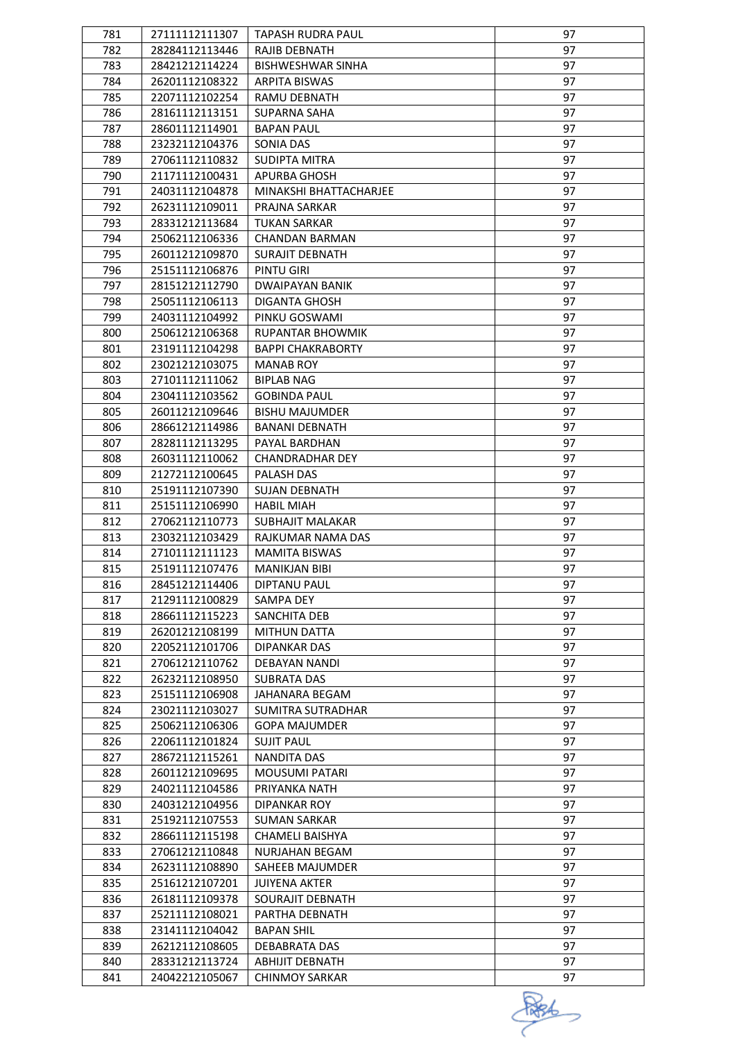| 781 | 27111112111307 | TAPASH RUDRA PAUL | 97 |
|---|---|---|---|
| 782 | 28284112113446 | RAJIB DEBNATH | 97 |
| 783 | 28421212114224 | BISHWESHWAR SINHA | 97 |
| 784 | 26201112108322 | ARPITA BISWAS | 97 |
| 785 | 22071112102254 | RAMU DEBNATH | 97 |
| 786 | 28161112113151 | SUPARNA SAHA | 97 |
| 787 | 28601112114901 | BAPAN PAUL | 97 |
| 788 | 23232112104376 | SONIA DAS | 97 |
| 789 | 27061112110832 | SUDIPTA MITRA | 97 |
| 790 | 21171112100431 | APURBA GHOSH | 97 |
| 791 | 24031112104878 | MINAKSHI BHATTACHARJEE | 97 |
| 792 | 26231112109011 | PRAJNA SARKAR | 97 |
| 793 | 28331212113684 | TUKAN SARKAR | 97 |
| 794 | 25062112106336 | CHANDAN BARMAN | 97 |
| 795 | 26011212109870 | SURAJIT DEBNATH | 97 |
| 796 | 25151112106876 | PINTU GIRI | 97 |
| 797 | 28151212112790 | DWAIPAYAN BANIK | 97 |
| 798 | 25051112106113 | DIGANTA GHOSH | 97 |
| 799 | 24031112104992 | PINKU GOSWAMI | 97 |
| 800 | 25061212106368 | RUPANTAR BHOWMIK | 97 |
| 801 | 23191112104298 | BAPPI CHAKRABORTY | 97 |
| 802 | 23021212103075 | MANAB ROY | 97 |
| 803 | 27101112111062 | BIPLAB NAG | 97 |
| 804 | 23041112103562 | GOBINDA PAUL | 97 |
| 805 | 26011212109646 | BISHU MAJUMDER | 97 |
| 806 | 28661212114986 | BANANI DEBNATH | 97 |
| 807 | 28281112113295 | PAYAL BARDHAN | 97 |
| 808 | 26031112110062 | CHANDRADHAR DEY | 97 |
| 809 | 21272112100645 | PALASH DAS | 97 |
| 810 | 25191112107390 | SUJAN DEBNATH | 97 |
| 811 | 25151112106990 | HABIL MIAH | 97 |
| 812 | 27062112110773 | SUBHAJIT MALAKAR | 97 |
| 813 | 23032112103429 | RAJKUMAR NAMA DAS | 97 |
| 814 | 27101112111123 | MAMITA BISWAS | 97 |
| 815 | 25191112107476 | MANIKJAN BIBI | 97 |
| 816 | 28451212114406 | DIPTANU PAUL | 97 |
| 817 | 21291112100829 | SAMPA DEY | 97 |
| 818 | 28661112115223 | SANCHITA DEB | 97 |
| 819 | 26201212108199 | MITHUN DATTA | 97 |
| 820 | 22052112101706 | DIPANKAR DAS | 97 |
| 821 | 27061212110762 | DEBAYAN NANDI | 97 |
| 822 | 26232112108950 | SUBRATA DAS | 97 |
| 823 | 25151112106908 | JAHANARA BEGAM | 97 |
| 824 | 23021112103027 | SUMITRA SUTRADHAR | 97 |
| 825 | 25062112106306 | GOPA MAJUMDER | 97 |
| 826 | 22061112101824 | SUJIT PAUL | 97 |
| 827 | 28672112115261 | NANDITA DAS | 97 |
| 828 | 26011212109695 | MOUSUMI PATARI | 97 |
| 829 | 24021112104586 | PRIYANKA NATH | 97 |
| 830 | 24031212104956 | DIPANKAR ROY | 97 |
| 831 | 25192112107553 | SUMAN SARKAR | 97 |
| 832 | 28661112115198 | CHAMELI BAISHYA | 97 |
| 833 | 27061212110848 | NURJAHAN BEGAM | 97 |
| 834 | 26231112108890 | SAHEEB MAJUMDER | 97 |
| 835 | 25161212107201 | JUIYENA AKTER | 97 |
| 836 | 26181112109378 | SOURAJIT DEBNATH | 97 |
| 837 | 25211112108021 | PARTHA DEBNATH | 97 |
| 838 | 23141112104042 | BAPAN SHIL | 97 |
| 839 | 26212112108605 | DEBABRATA DAS | 97 |
| 840 | 28331212113724 | ABHIJIT DEBNATH | 97 |
| 841 | 24042212105067 | CHINMOY SARKAR | 97 |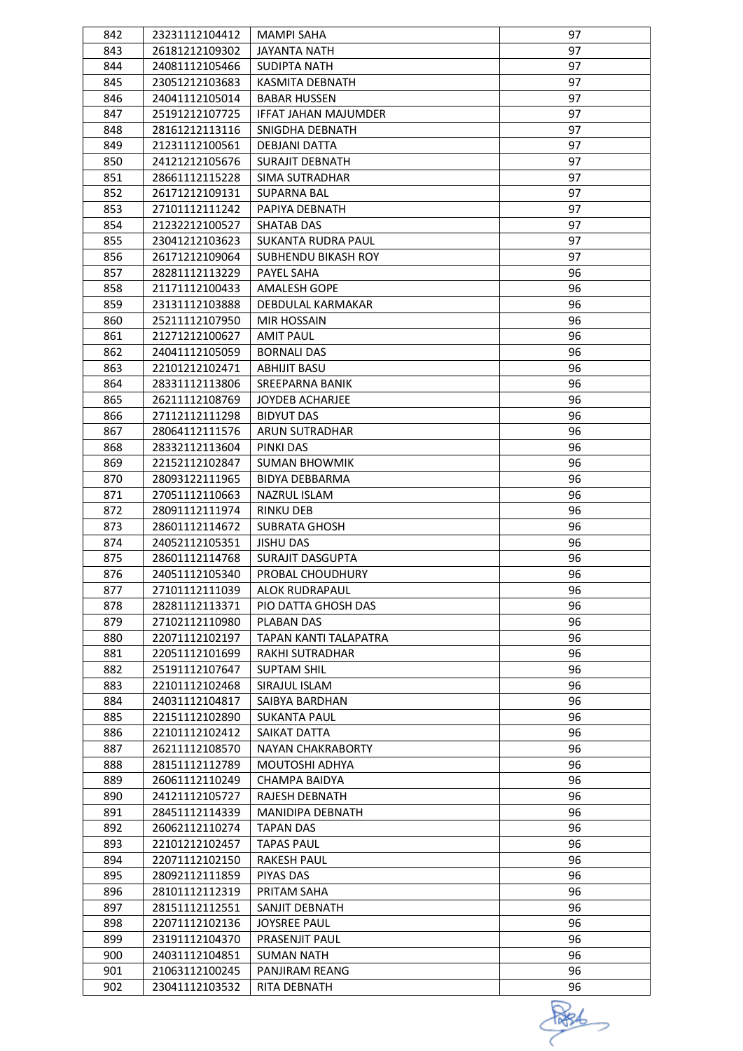| 842 | 23231112104412 | MAMPI SAHA | 97 |
|---|---|---|---|
| 843 | 26181212109302 | JAYANTA NATH | 97 |
| 844 | 24081112105466 | SUDIPTA NATH | 97 |
| 845 | 23051212103683 | KASMITA DEBNATH | 97 |
| 846 | 24041112105014 | BABAR HUSSEN | 97 |
| 847 | 25191212107725 | IFFAT JAHAN MAJUMDER | 97 |
| 848 | 28161212113116 | SNIGDHA DEBNATH | 97 |
| 849 | 21231112100561 | DEBJANI DATTA | 97 |
| 850 | 24121212105676 | SURAJIT DEBNATH | 97 |
| 851 | 28661112115228 | SIMA SUTRADHAR | 97 |
| 852 | 26171212109131 | SUPARNA BAL | 97 |
| 853 | 27101112111242 | PAPIYA DEBNATH | 97 |
| 854 | 21232212100527 | SHATAB DAS | 97 |
| 855 | 23041212103623 | SUKANTA RUDRA PAUL | 97 |
| 856 | 26171212109064 | SUBHENDU BIKASH ROY | 97 |
| 857 | 28281112113229 | PAYEL SAHA | 96 |
| 858 | 21171112100433 | AMALESH GOPE | 96 |
| 859 | 23131112103888 | DEBDULAL KARMAKAR | 96 |
| 860 | 25211112107950 | MIR HOSSAIN | 96 |
| 861 | 21271212100627 | AMIT PAUL | 96 |
| 862 | 24041112105059 | BORNALI DAS | 96 |
| 863 | 22101212102471 | ABHIJIT BASU | 96 |
| 864 | 28331112113806 | SREEPARNA BANIK | 96 |
| 865 | 26211112108769 | JOYDEB ACHARJEE | 96 |
| 866 | 27112112111298 | BIDYUT DAS | 96 |
| 867 | 28064112111576 | ARUN SUTRADHAR | 96 |
| 868 | 28332112113604 | PINKI DAS | 96 |
| 869 | 22152112102847 | SUMAN BHOWMIK | 96 |
| 870 | 28093122111965 | BIDYA DEBBARMA | 96 |
| 871 | 27051112110663 | NAZRUL ISLAM | 96 |
| 872 | 28091112111974 | RINKU DEB | 96 |
| 873 | 28601112114672 | SUBRATA GHOSH | 96 |
| 874 | 24052112105351 | JISHU DAS | 96 |
| 875 | 28601112114768 | SURAJIT DASGUPTA | 96 |
| 876 | 24051112105340 | PROBAL CHOUDHURY | 96 |
| 877 | 27101112111039 | ALOK RUDRAPAUL | 96 |
| 878 | 28281112113371 | PIO DATTA GHOSH DAS | 96 |
| 879 | 27102112110980 | PLABAN DAS | 96 |
| 880 | 22071112102197 | TAPAN KANTI TALAPATRA | 96 |
| 881 | 22051112101699 | RAKHI SUTRADHAR | 96 |
| 882 | 25191112107647 | SUPTAM SHIL | 96 |
| 883 | 22101112102468 | SIRAJUL ISLAM | 96 |
| 884 | 24031112104817 | SAIBYA BARDHAN | 96 |
| 885 | 22151112102890 | SUKANTA PAUL | 96 |
| 886 | 22101112102412 | SAIKAT DATTA | 96 |
| 887 | 26211112108570 | NAYAN CHAKRABORTY | 96 |
| 888 | 28151112112789 | MOUTOSHI ADHYA | 96 |
| 889 | 26061112110249 | CHAMPA BAIDYA | 96 |
| 890 | 24121112105727 | RAJESH DEBNATH | 96 |
| 891 | 28451112114339 | MANIDIPA DEBNATH | 96 |
| 892 | 26062112110274 | TAPAN DAS | 96 |
| 893 | 22101212102457 | TAPAS PAUL | 96 |
| 894 | 22071112102150 | RAKESH PAUL | 96 |
| 895 | 28092112111859 | PIYAS DAS | 96 |
| 896 | 28101112112319 | PRITAM SAHA | 96 |
| 897 | 28151112112551 | SANJIT DEBNATH | 96 |
| 898 | 22071112102136 | JOYSREE PAUL | 96 |
| 899 | 23191112104370 | PRASENJIT PAUL | 96 |
| 900 | 24031112104851 | SUMAN NATH | 96 |
| 901 | 21063112100245 | PANJIRAM REANG | 96 |
| 902 | 23041112103532 | RITA DEBNATH | 96 |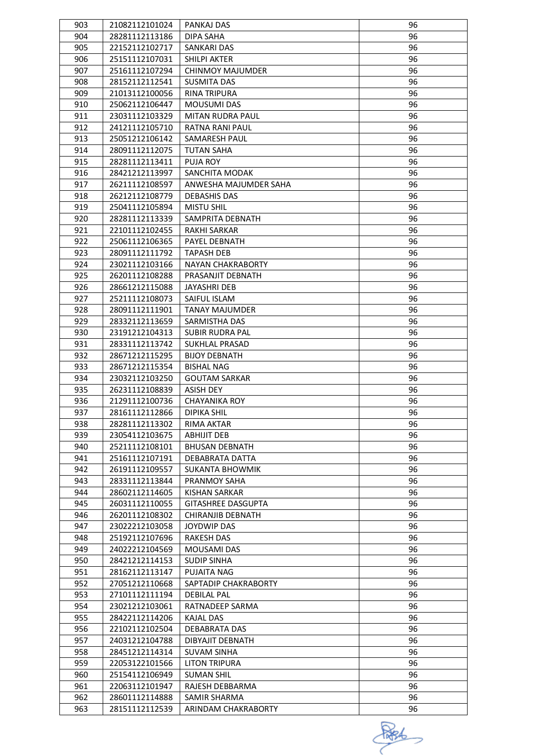| 903 | 21082112101024 | PANKAJ DAS | 96 |
|---|---|---|---|
| 904 | 28281112113186 | DIPA SAHA | 96 |
| 905 | 22152112102717 | SANKARI DAS | 96 |
| 906 | 25151112107031 | SHILPI AKTER | 96 |
| 907 | 25161112107294 | CHINMOY MAJUMDER | 96 |
| 908 | 28152112112541 | SUSMITA DAS | 96 |
| 909 | 21013112100056 | RINA TRIPURA | 96 |
| 910 | 25062112106447 | MOUSUMI DAS | 96 |
| 911 | 23031112103329 | MITAN RUDRA PAUL | 96 |
| 912 | 24121112105710 | RATNA RANI PAUL | 96 |
| 913 | 25051212106142 | SAMARESH PAUL | 96 |
| 914 | 28091112112075 | TUTAN SAHA | 96 |
| 915 | 28281112113411 | PUJA ROY | 96 |
| 916 | 28421212113997 | SANCHITA MODAK | 96 |
| 917 | 26211112108597 | ANWESHA MAJUMDER SAHA | 96 |
| 918 | 26212112108779 | DEBASHIS DAS | 96 |
| 919 | 25041112105894 | MISTU SHIL | 96 |
| 920 | 28281112113339 | SAMPRITA DEBNATH | 96 |
| 921 | 22101112102455 | RAKHI SARKAR | 96 |
| 922 | 25061112106365 | PAYEL DEBNATH | 96 |
| 923 | 28091112111792 | TAPASH DEB | 96 |
| 924 | 23021112103166 | NAYAN CHAKRABORTY | 96 |
| 925 | 26201112108288 | PRASANJIT DEBNATH | 96 |
| 926 | 28661212115088 | JAYASHRI DEB | 96 |
| 927 | 25211112108073 | SAIFUL ISLAM | 96 |
| 928 | 28091112111901 | TANAY MAJUMDER | 96 |
| 929 | 28332112113659 | SARMISTHA DAS | 96 |
| 930 | 23191212104313 | SUBIR RUDRA PAL | 96 |
| 931 | 28331112113742 | SUKHLAL PRASAD | 96 |
| 932 | 28671212115295 | BIJOY DEBNATH | 96 |
| 933 | 28671212115354 | BISHAL NAG | 96 |
| 934 | 23032112103250 | GOUTAM SARKAR | 96 |
| 935 | 26231112108839 | ASISH DEY | 96 |
| 936 | 21291112100736 | CHAYANIKA ROY | 96 |
| 937 | 28161112112866 | DIPIKA SHIL | 96 |
| 938 | 28281112113302 | RIMA AKTAR | 96 |
| 939 | 23054112103675 | ABHIJIT DEB | 96 |
| 940 | 25211112108101 | BHUSAN DEBNATH | 96 |
| 941 | 25161112107191 | DEBABRATA DATTA | 96 |
| 942 | 26191112109557 | SUKANTA BHOWMIK | 96 |
| 943 | 28331112113844 | PRANMOY SAHA | 96 |
| 944 | 28602112114605 | KISHAN SARKAR | 96 |
| 945 | 26031112110055 | GITASHREE DASGUPTA | 96 |
| 946 | 26201112108302 | CHIRANJIB DEBNATH | 96 |
| 947 | 23022212103058 | JOYDWIP DAS | 96 |
| 948 | 25192112107696 | RAKESH DAS | 96 |
| 949 | 24022212104569 | MOUSAMI DAS | 96 |
| 950 | 28421212114153 | SUDIP SINHA | 96 |
| 951 | 28162112113147 | PUJAITA NAG | 96 |
| 952 | 27051212110668 | SAPTADIP CHAKRABORTY | 96 |
| 953 | 27101112111194 | DEBILAL PAL | 96 |
| 954 | 23021212103061 | RATNADEEP SARMA | 96 |
| 955 | 28422112114206 | KAJAL DAS | 96 |
| 956 | 22102112102504 | DEBABRATA DAS | 96 |
| 957 | 24031212104788 | DIBYAJIT DEBNATH | 96 |
| 958 | 28451212114314 | SUVAM SINHA | 96 |
| 959 | 22053122101566 | LITON TRIPURA | 96 |
| 960 | 25154112106949 | SUMAN SHIL | 96 |
| 961 | 22063112101947 | RAJESH DEBBARMA | 96 |
| 962 | 28601112114888 | SAMIR SHARMA | 96 |
| 963 | 28151112112539 | ARINDAM CHAKRABORTY | 96 |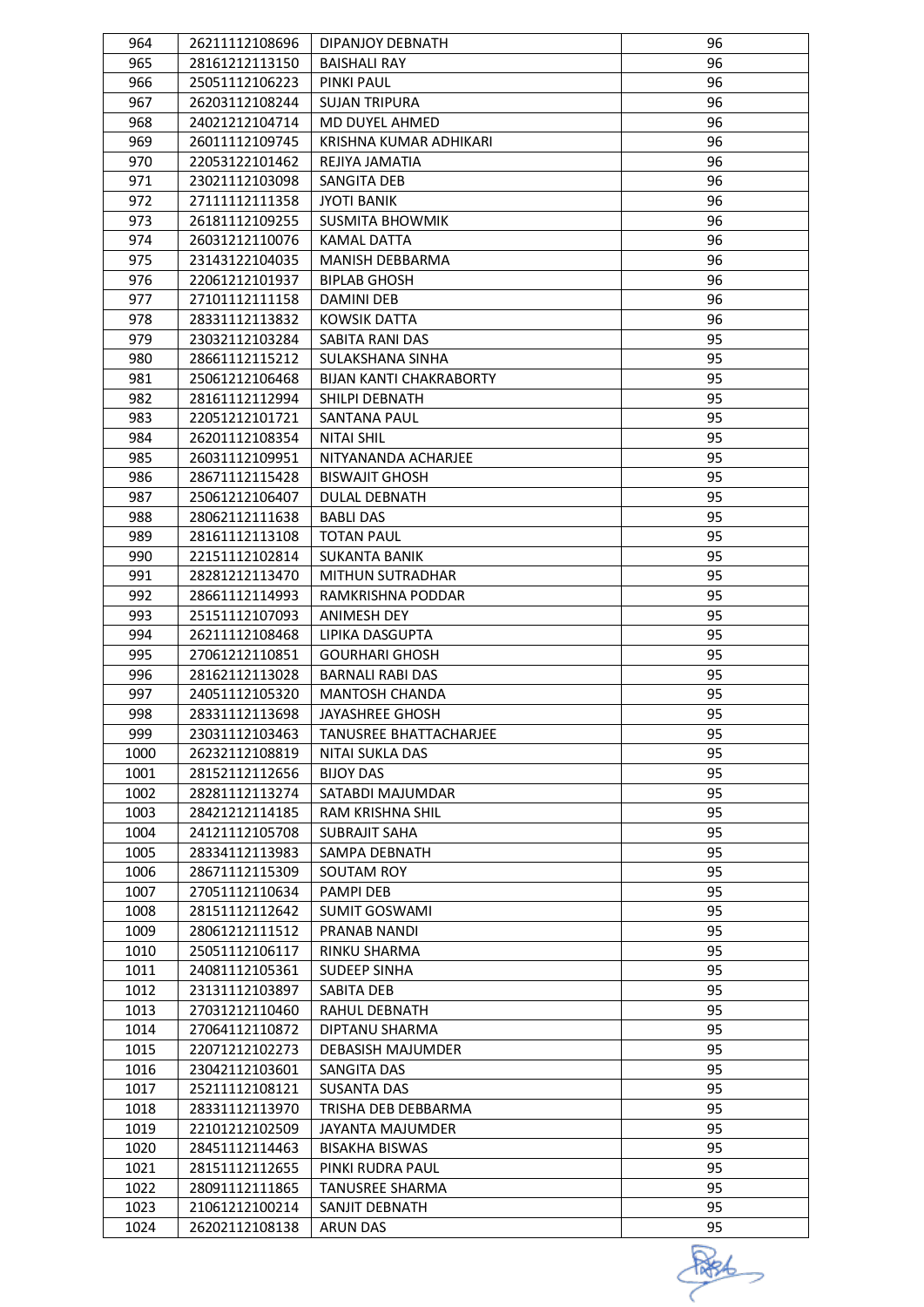| 964 | 26211112108696 | DIPANJOY DEBNATH | 96 |
|---|---|---|---|
| 965 | 28161212113150 | BAISHALI RAY | 96 |
| 966 | 25051112106223 | PINKI PAUL | 96 |
| 967 | 26203112108244 | SUJAN TRIPURA | 96 |
| 968 | 24021212104714 | MD DUYEL AHMED | 96 |
| 969 | 26011112109745 | KRISHNA KUMAR ADHIKARI | 96 |
| 970 | 22053122101462 | REJIYA JAMATIA | 96 |
| 971 | 23021112103098 | SANGITA DEB | 96 |
| 972 | 27111112111358 | JYOTI BANIK | 96 |
| 973 | 26181112109255 | SUSMITA BHOWMIK | 96 |
| 974 | 26031212110076 | KAMAL DATTA | 96 |
| 975 | 23143122104035 | MANISH DEBBARMA | 96 |
| 976 | 22061212101937 | BIPLAB GHOSH | 96 |
| 977 | 27101112111158 | DAMINI DEB | 96 |
| 978 | 28331112113832 | KOWSIK DATTA | 96 |
| 979 | 23032112103284 | SABITA RANI DAS | 95 |
| 980 | 28661112115212 | SULAKSHANA SINHA | 95 |
| 981 | 25061212106468 | BIJAN KANTI CHAKRABORTY | 95 |
| 982 | 28161112112994 | SHILPI DEBNATH | 95 |
| 983 | 22051212101721 | SANTANA PAUL | 95 |
| 984 | 26201112108354 | NITAI SHIL | 95 |
| 985 | 26031112109951 | NITYANANDA ACHARJEE | 95 |
| 986 | 28671112115428 | BISWAJIT GHOSH | 95 |
| 987 | 25061212106407 | DULAL DEBNATH | 95 |
| 988 | 28062112111638 | BABLI DAS | 95 |
| 989 | 28161112113108 | TOTAN PAUL | 95 |
| 990 | 22151112102814 | SUKANTA BANIK | 95 |
| 991 | 28281212113470 | MITHUN SUTRADHAR | 95 |
| 992 | 28661112114993 | RAMKRISHNA PODDAR | 95 |
| 993 | 25151112107093 | ANIMESH DEY | 95 |
| 994 | 26211112108468 | LIPIKA DASGUPTA | 95 |
| 995 | 27061212110851 | GOURHARI GHOSH | 95 |
| 996 | 28162112113028 | BARNALI RABI DAS | 95 |
| 997 | 24051112105320 | MANTOSH CHANDA | 95 |
| 998 | 28331112113698 | JAYASHREE GHOSH | 95 |
| 999 | 23031112103463 | TANUSREE BHATTACHARJEE | 95 |
| 1000 | 26232112108819 | NITAI SUKLA DAS | 95 |
| 1001 | 28152112112656 | BIJOY DAS | 95 |
| 1002 | 28281112113274 | SATABDI MAJUMDAR | 95 |
| 1003 | 28421212114185 | RAM KRISHNA SHIL | 95 |
| 1004 | 24121112105708 | SUBRAJIT SAHA | 95 |
| 1005 | 28334112113983 | SAMPA DEBNATH | 95 |
| 1006 | 28671112115309 | SOUTAM ROY | 95 |
| 1007 | 27051112110634 | PAMPI DEB | 95 |
| 1008 | 28151112112642 | SUMIT GOSWAMI | 95 |
| 1009 | 28061212111512 | PRANAB NANDI | 95 |
| 1010 | 25051112106117 | RINKU SHARMA | 95 |
| 1011 | 24081112105361 | SUDEEP SINHA | 95 |
| 1012 | 23131112103897 | SABITA DEB | 95 |
| 1013 | 27031212110460 | RAHUL DEBNATH | 95 |
| 1014 | 27064112110872 | DIPTANU SHARMA | 95 |
| 1015 | 22071212102273 | DEBASISH MAJUMDER | 95 |
| 1016 | 23042112103601 | SANGITA DAS | 95 |
| 1017 | 25211112108121 | SUSANTA DAS | 95 |
| 1018 | 28331112113970 | TRISHA DEB DEBBARMA | 95 |
| 1019 | 22101212102509 | JAYANTA MAJUMDER | 95 |
| 1020 | 28451112114463 | BISAKHA BISWAS | 95 |
| 1021 | 28151112112655 | PINKI RUDRA PAUL | 95 |
| 1022 | 28091112111865 | TANUSREE SHARMA | 95 |
| 1023 | 21061212100214 | SANJIT DEBNATH | 95 |
| 1024 | 26202112108138 | ARUN DAS | 95 |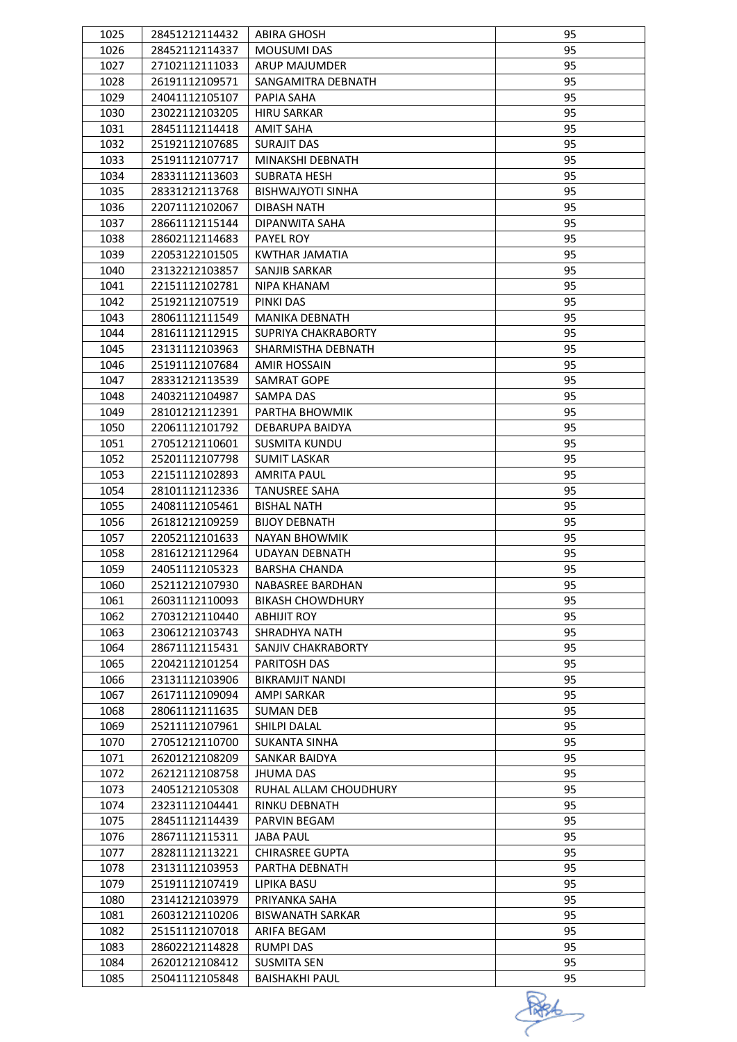| 1025 | 28451212114432 | ABIRA GHOSH | 95 |
|---|---|---|---|
| 1026 | 28452112114337 | MOUSUMI DAS | 95 |
| 1027 | 27102112111033 | ARUP MAJUMDER | 95 |
| 1028 | 26191112109571 | SANGAMITRA DEBNATH | 95 |
| 1029 | 24041112105107 | PAPIA SAHA | 95 |
| 1030 | 23022112103205 | HIRU SARKAR | 95 |
| 1031 | 28451112114418 | AMIT SAHA | 95 |
| 1032 | 25192112107685 | SURAJIT DAS | 95 |
| 1033 | 25191112107717 | MINAKSHI DEBNATH | 95 |
| 1034 | 28331112113603 | SUBRATA HESH | 95 |
| 1035 | 28331212113768 | BISHWAJYOTI SINHA | 95 |
| 1036 | 22071112102067 | DIBASH NATH | 95 |
| 1037 | 28661112115144 | DIPANWITA SAHA | 95 |
| 1038 | 28602112114683 | PAYEL ROY | 95 |
| 1039 | 22053122101505 | KWTHAR JAMATIA | 95 |
| 1040 | 23132212103857 | SANJIB SARKAR | 95 |
| 1041 | 22151112102781 | NIPA KHANAM | 95 |
| 1042 | 25192112107519 | PINKI DAS | 95 |
| 1043 | 28061112111549 | MANIKA DEBNATH | 95 |
| 1044 | 28161112112915 | SUPRIYA CHAKRABORTY | 95 |
| 1045 | 23131112103963 | SHARMISTHA DEBNATH | 95 |
| 1046 | 25191112107684 | AMIR HOSSAIN | 95 |
| 1047 | 28331212113539 | SAMRAT GOPE | 95 |
| 1048 | 24032112104987 | SAMPA DAS | 95 |
| 1049 | 28101212112391 | PARTHA BHOWMIK | 95 |
| 1050 | 22061112101792 | DEBARUPA BAIDYA | 95 |
| 1051 | 27051212110601 | SUSMITA KUNDU | 95 |
| 1052 | 25201112107798 | SUMIT LASKAR | 95 |
| 1053 | 22151112102893 | AMRITA PAUL | 95 |
| 1054 | 28101112112336 | TANUSREE SAHA | 95 |
| 1055 | 24081112105461 | BISHAL NATH | 95 |
| 1056 | 26181212109259 | BIJOY DEBNATH | 95 |
| 1057 | 22052112101633 | NAYAN BHOWMIK | 95 |
| 1058 | 28161212112964 | UDAYAN DEBNATH | 95 |
| 1059 | 24051112105323 | BARSHA CHANDA | 95 |
| 1060 | 25211212107930 | NABASREE BARDHAN | 95 |
| 1061 | 26031112110093 | BIKASH CHOWDHURY | 95 |
| 1062 | 27031212110440 | ABHIJIT ROY | 95 |
| 1063 | 23061212103743 | SHRADHYA NATH | 95 |
| 1064 | 28671112115431 | SANJIV CHAKRABORTY | 95 |
| 1065 | 22042112101254 | PARITOSH DAS | 95 |
| 1066 | 23131112103906 | BIKRAMJIT NANDI | 95 |
| 1067 | 26171112109094 | AMPI SARKAR | 95 |
| 1068 | 28061112111635 | SUMAN DEB | 95 |
| 1069 | 25211112107961 | SHILPI DALAL | 95 |
| 1070 | 27051212110700 | SUKANTA SINHA | 95 |
| 1071 | 26201212108209 | SANKAR BAIDYA | 95 |
| 1072 | 26212112108758 | JHUMA DAS | 95 |
| 1073 | 24051212105308 | RUHAL ALLAM CHOUDHURY | 95 |
| 1074 | 23231112104441 | RINKU DEBNATH | 95 |
| 1075 | 28451112114439 | PARVIN BEGAM | 95 |
| 1076 | 28671112115311 | JABA PAUL | 95 |
| 1077 | 28281112113221 | CHIRASREE GUPTA | 95 |
| 1078 | 23131112103953 | PARTHA DEBNATH | 95 |
| 1079 | 25191112107419 | LIPIKA BASU | 95 |
| 1080 | 23141212103979 | PRIYANKA SAHA | 95 |
| 1081 | 26031212110206 | BISWANATH SARKAR | 95 |
| 1082 | 25151112107018 | ARIFA BEGAM | 95 |
| 1083 | 28602212114828 | RUMPI DAS | 95 |
| 1084 | 26201212108412 | SUSMITA SEN | 95 |
| 1085 | 25041112105848 | BAISHAKHI PAUL | 95 |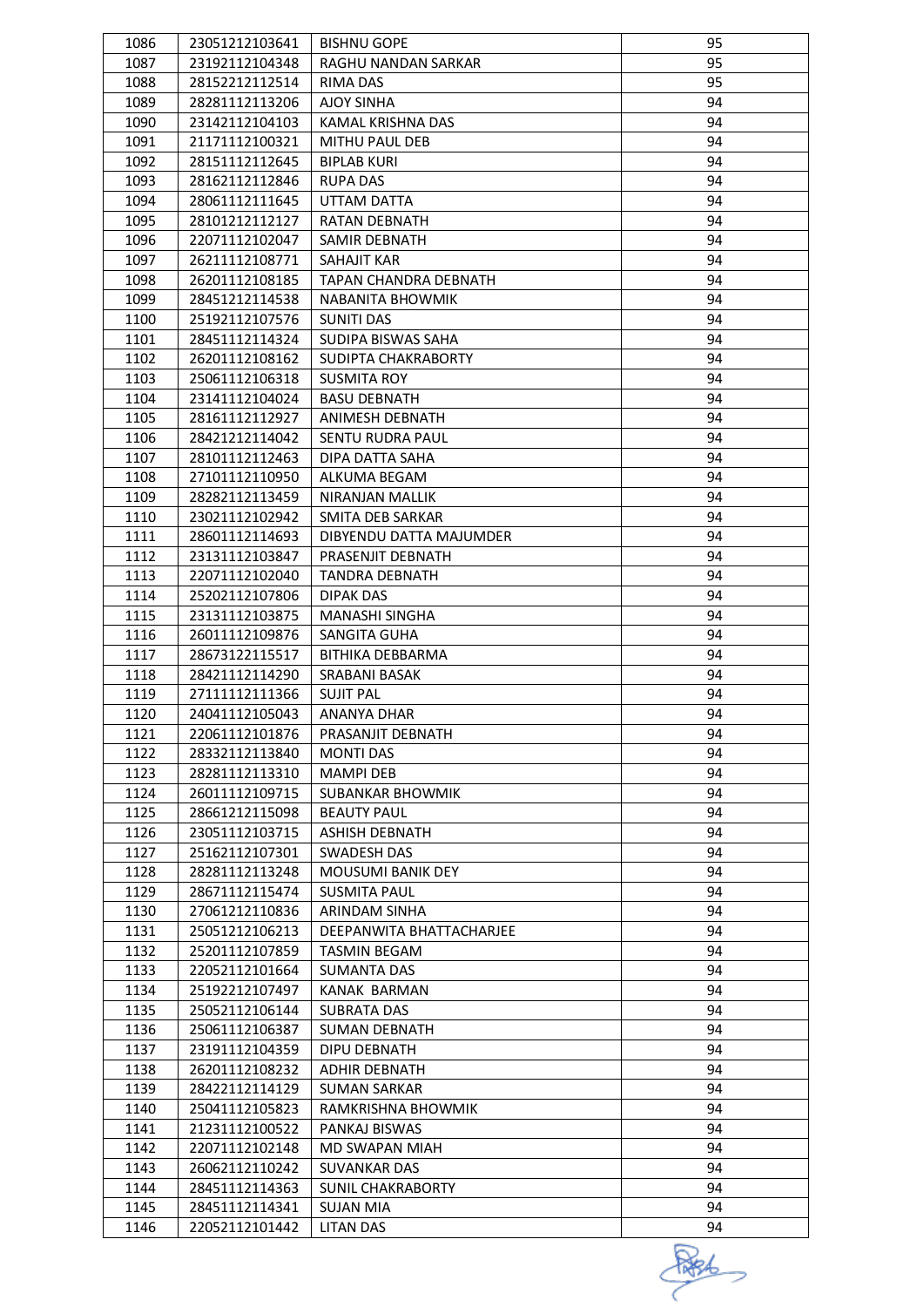| 1086 | 23051212103641 | BISHNU GOPE | 95 |
|---|---|---|---|
| 1087 | 23192112104348 | RAGHU NANDAN SARKAR | 95 |
| 1088 | 28152212112514 | RIMA DAS | 95 |
| 1089 | 28281112113206 | AJOY SINHA | 94 |
| 1090 | 23142112104103 | KAMAL KRISHNA DAS | 94 |
| 1091 | 21171112100321 | MITHU PAUL DEB | 94 |
| 1092 | 28151112112645 | BIPLAB KURI | 94 |
| 1093 | 28162112112846 | RUPA DAS | 94 |
| 1094 | 28061112111645 | UTTAM DATTA | 94 |
| 1095 | 28101212112127 | RATAN DEBNATH | 94 |
| 1096 | 22071112102047 | SAMIR DEBNATH | 94 |
| 1097 | 26211112108771 | SAHAJIT KAR | 94 |
| 1098 | 26201112108185 | TAPAN CHANDRA DEBNATH | 94 |
| 1099 | 28451212114538 | NABANITA BHOWMIK | 94 |
| 1100 | 25192112107576 | SUNITI DAS | 94 |
| 1101 | 28451112114324 | SUDIPA BISWAS SAHA | 94 |
| 1102 | 26201112108162 | SUDIPTA CHAKRABORTY | 94 |
| 1103 | 25061112106318 | SUSMITA ROY | 94 |
| 1104 | 23141112104024 | BASU DEBNATH | 94 |
| 1105 | 28161112112927 | ANIMESH DEBNATH | 94 |
| 1106 | 28421212114042 | SENTU RUDRA PAUL | 94 |
| 1107 | 28101112112463 | DIPA DATTA SAHA | 94 |
| 1108 | 27101112110950 | ALKUMA BEGAM | 94 |
| 1109 | 28282112113459 | NIRANJAN MALLIK | 94 |
| 1110 | 23021112102942 | SMITA DEB SARKAR | 94 |
| 1111 | 28601112114693 | DIBYENDU DATTA MAJUMDER | 94 |
| 1112 | 23131112103847 | PRASENJIT DEBNATH | 94 |
| 1113 | 22071112102040 | TANDRA DEBNATH | 94 |
| 1114 | 25202112107806 | DIPAK DAS | 94 |
| 1115 | 23131112103875 | MANASHI SINGHA | 94 |
| 1116 | 26011112109876 | SANGITA GUHA | 94 |
| 1117 | 28673122115517 | BITHIKA DEBBARMA | 94 |
| 1118 | 28421112114290 | SRABANI BASAK | 94 |
| 1119 | 27111112111366 | SUJIT PAL | 94 |
| 1120 | 24041112105043 | ANANYA DHAR | 94 |
| 1121 | 22061112101876 | PRASANJIT DEBNATH | 94 |
| 1122 | 28332112113840 | MONTI DAS | 94 |
| 1123 | 28281112113310 | MAMPI DEB | 94 |
| 1124 | 26011112109715 | SUBANKAR BHOWMIK | 94 |
| 1125 | 28661212115098 | BEAUTY PAUL | 94 |
| 1126 | 23051112103715 | ASHISH DEBNATH | 94 |
| 1127 | 25162112107301 | SWADESH DAS | 94 |
| 1128 | 28281112113248 | MOUSUMI BANIK DEY | 94 |
| 1129 | 28671112115474 | SUSMITA PAUL | 94 |
| 1130 | 27061212110836 | ARINDAM SINHA | 94 |
| 1131 | 25051212106213 | DEEPANWITA BHATTACHARJEE | 94 |
| 1132 | 25201112107859 | TASMIN BEGAM | 94 |
| 1133 | 22052112101664 | SUMANTA DAS | 94 |
| 1134 | 25192212107497 | KANAK BARMAN | 94 |
| 1135 | 25052112106144 | SUBRATA DAS | 94 |
| 1136 | 25061112106387 | SUMAN DEBNATH | 94 |
| 1137 | 23191112104359 | DIPU DEBNATH | 94 |
| 1138 | 26201112108232 | ADHIR DEBNATH | 94 |
| 1139 | 28422112114129 | SUMAN SARKAR | 94 |
| 1140 | 25041112105823 | RAMKRISHNA BHOWMIK | 94 |
| 1141 | 21231112100522 | PANKAJ BISWAS | 94 |
| 1142 | 22071112102148 | MD SWAPAN MIAH | 94 |
| 1143 | 26062112110242 | SUVANKAR DAS | 94 |
| 1144 | 28451112114363 | SUNIL CHAKRABORTY | 94 |
| 1145 | 28451112114341 | SUJAN MIA | 94 |
| 1146 | 22052112101442 | LITAN DAS | 94 |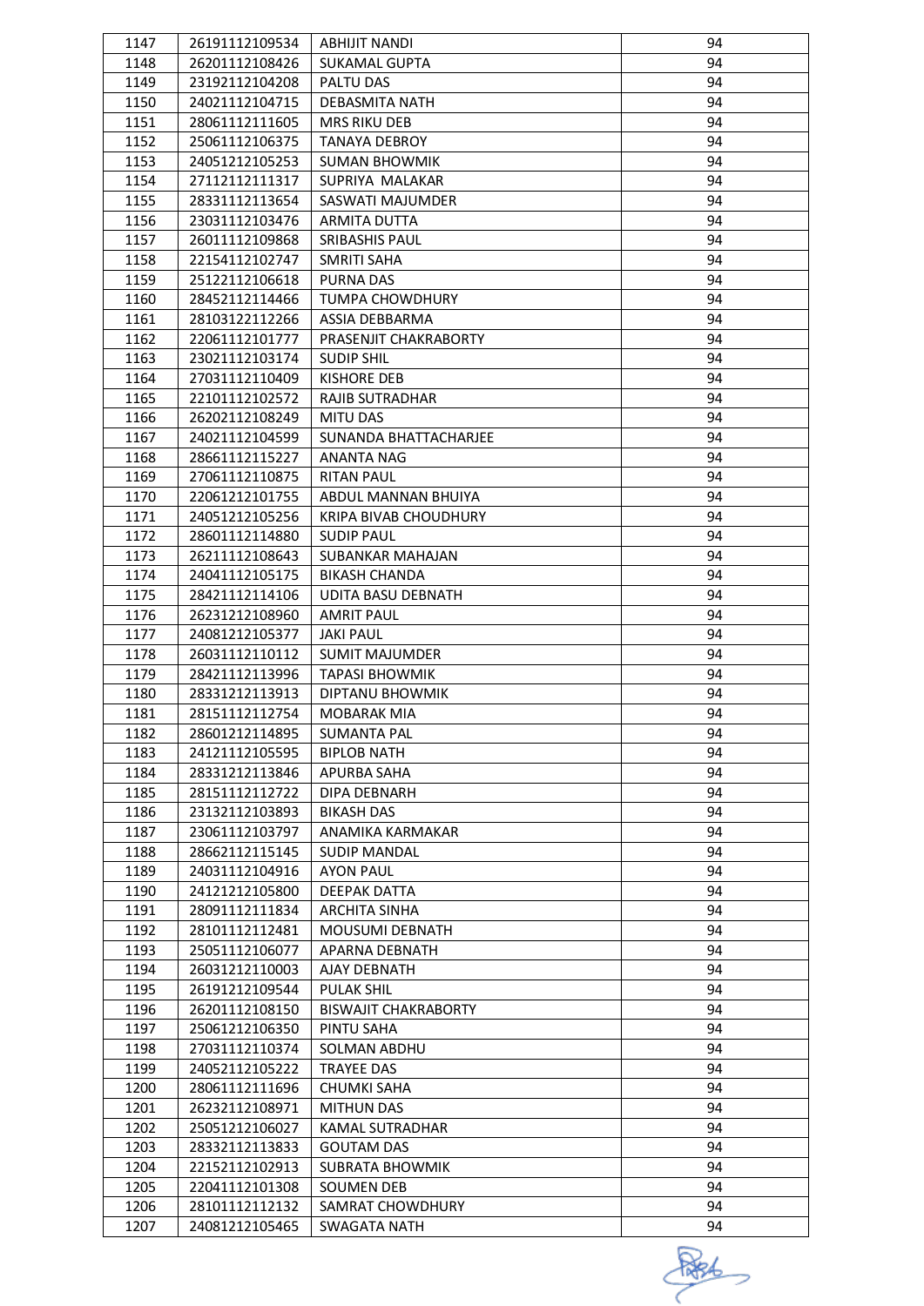| 1147 | 26191112109534 | ABHIJIT NANDI | 94 |
|---|---|---|---|
| 1148 | 26201112108426 | SUKAMAL GUPTA | 94 |
| 1149 | 23192112104208 | PALTU DAS | 94 |
| 1150 | 24021112104715 | DEBASMITA NATH | 94 |
| 1151 | 28061112111605 | MRS RIKU DEB | 94 |
| 1152 | 25061112106375 | TANAYA DEBROY | 94 |
| 1153 | 24051212105253 | SUMAN BHOWMIK | 94 |
| 1154 | 27112112111317 | SUPRIYA MALAKAR | 94 |
| 1155 | 28331112113654 | SASWATI MAJUMDER | 94 |
| 1156 | 23031112103476 | ARMITA DUTTA | 94 |
| 1157 | 26011112109868 | SRIBASHIS PAUL | 94 |
| 1158 | 22154112102747 | SMRITI SAHA | 94 |
| 1159 | 25122112106618 | PURNA DAS | 94 |
| 1160 | 28452112114466 | TUMPA CHOWDHURY | 94 |
| 1161 | 28103122112266 | ASSIA DEBBARMA | 94 |
| 1162 | 22061112101777 | PRASENJIT CHAKRABORTY | 94 |
| 1163 | 23021112103174 | SUDIP SHIL | 94 |
| 1164 | 27031112110409 | KISHORE DEB | 94 |
| 1165 | 22101112102572 | RAJIB SUTRADHAR | 94 |
| 1166 | 26202112108249 | MITU DAS | 94 |
| 1167 | 24021112104599 | SUNANDA BHATTACHARJEE | 94 |
| 1168 | 28661112115227 | ANANTA NAG | 94 |
| 1169 | 27061112110875 | RITAN PAUL | 94 |
| 1170 | 22061212101755 | ABDUL MANNAN BHUIYA | 94 |
| 1171 | 24051212105256 | KRIPA BIVAB CHOUDHURY | 94 |
| 1172 | 28601112114880 | SUDIP PAUL | 94 |
| 1173 | 26211112108643 | SUBANKAR MAHAJAN | 94 |
| 1174 | 24041112105175 | BIKASH CHANDA | 94 |
| 1175 | 28421112114106 | UDITA BASU DEBNATH | 94 |
| 1176 | 26231212108960 | AMRIT PAUL | 94 |
| 1177 | 24081212105377 | JAKI PAUL | 94 |
| 1178 | 26031112110112 | SUMIT MAJUMDER | 94 |
| 1179 | 28421112113996 | TAPASI BHOWMIK | 94 |
| 1180 | 28331212113913 | DIPTANU BHOWMIK | 94 |
| 1181 | 28151112112754 | MOBARAK MIA | 94 |
| 1182 | 28601212114895 | SUMANTA PAL | 94 |
| 1183 | 24121112105595 | BIPLOB NATH | 94 |
| 1184 | 28331212113846 | APURBA SAHA | 94 |
| 1185 | 28151112112722 | DIPA DEBNARH | 94 |
| 1186 | 23132112103893 | BIKASH DAS | 94 |
| 1187 | 23061112103797 | ANAMIKA KARMAKAR | 94 |
| 1188 | 28662112115145 | SUDIP MANDAL | 94 |
| 1189 | 24031112104916 | AYON PAUL | 94 |
| 1190 | 24121212105800 | DEEPAK DATTA | 94 |
| 1191 | 28091112111834 | ARCHITA SINHA | 94 |
| 1192 | 28101112112481 | MOUSUMI DEBNATH | 94 |
| 1193 | 25051112106077 | APARNA DEBNATH | 94 |
| 1194 | 26031212110003 | AJAY DEBNATH | 94 |
| 1195 | 26191212109544 | PULAK SHIL | 94 |
| 1196 | 26201112108150 | BISWAJIT CHAKRABORTY | 94 |
| 1197 | 25061212106350 | PINTU SAHA | 94 |
| 1198 | 27031112110374 | SOLMAN ABDHU | 94 |
| 1199 | 24052112105222 | TRAYEE DAS | 94 |
| 1200 | 28061112111696 | CHUMKI SAHA | 94 |
| 1201 | 26232112108971 | MITHUN DAS | 94 |
| 1202 | 25051212106027 | KAMAL SUTRADHAR | 94 |
| 1203 | 28332112113833 | GOUTAM DAS | 94 |
| 1204 | 22152112102913 | SUBRATA BHOWMIK | 94 |
| 1205 | 22041112101308 | SOUMEN DEB | 94 |
| 1206 | 28101112112132 | SAMRAT CHOWDHURY | 94 |
| 1207 | 24081212105465 | SWAGATA NATH | 94 |